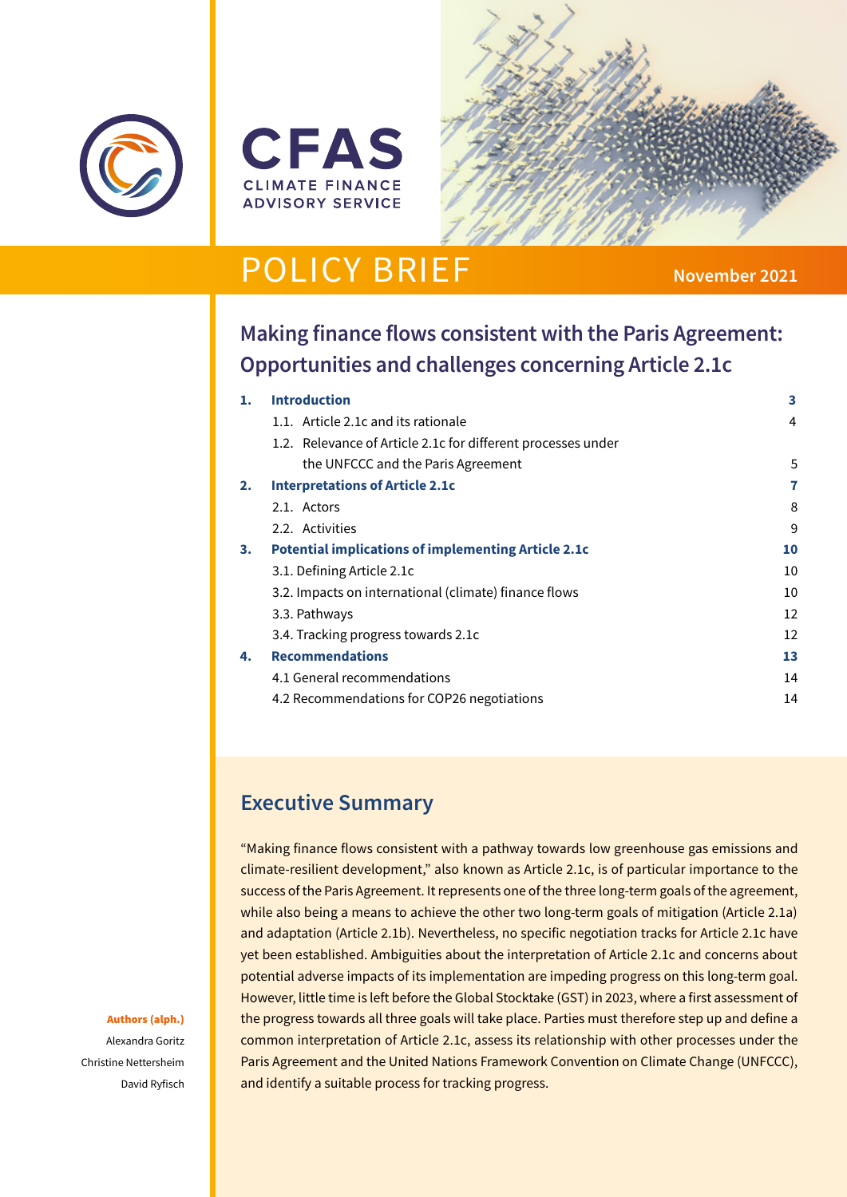CFAS
CLIMATE FINANCE
ADVISORY SERVICE

POLICY BRIEF

November 2021

# Making finance flows consistent with the Paris Agreement: Opportunities and challenges concerning Article 2.1c

| | | |
|---|---|---|
| **1.** | **Introduction** | **3** |
| | 1.1. Article 2.1c and its rationale | 4 |
| | 1.2. Relevance of Article 2.1c for different processes under the UNFCCC and the Paris Agreement | 5 |
| **2.** | **Interpretations of Article 2.1c** | **7** |
| | 2.1. Actors | 8 |
| | 2.2. Activities | 9 |
| **3.** | **Potential implications of implementing Article 2.1c** | **10** |
| | 3.1. Defining Article 2.1c | 10 |
| | 3.2. Impacts on international (climate) finance flows | 10 |
| | 3.3. Pathways | 12 |
| | 3.4. Tracking progress towards 2.1c | 12 |
| **4.** | **Recommendations** | **13** |
| | 4.1 General recommendations | 14 |
| | 4.2 Recommendations for COP26 negotiations | 14 |

**Authors (alph.)**
Alexandra Goritz
Christine Nettersheim
David Ryfisch

## Executive Summary

"Making finance flows consistent with a pathway towards low greenhouse gas emissions and climate-resilient development," also known as Article 2.1c, is of particular importance to the success of the Paris Agreement. It represents one of the three long-term goals of the agreement, while also being a means to achieve the other two long-term goals of mitigation (Article 2.1a) and adaptation (Article 2.1b). Nevertheless, no specific negotiation tracks for Article 2.1c have yet been established. Ambiguities about the interpretation of Article 2.1c and concerns about potential adverse impacts of its implementation are impeding progress on this long-term goal. However, little time is left before the Global Stocktake (GST) in 2023, where a first assessment of the progress towards all three goals will take place. Parties must therefore step up and define a common interpretation of Article 2.1c, assess its relationship with other processes under the Paris Agreement and the United Nations Framework Convention on Climate Change (UNFCCC), and identify a suitable process for tracking progress.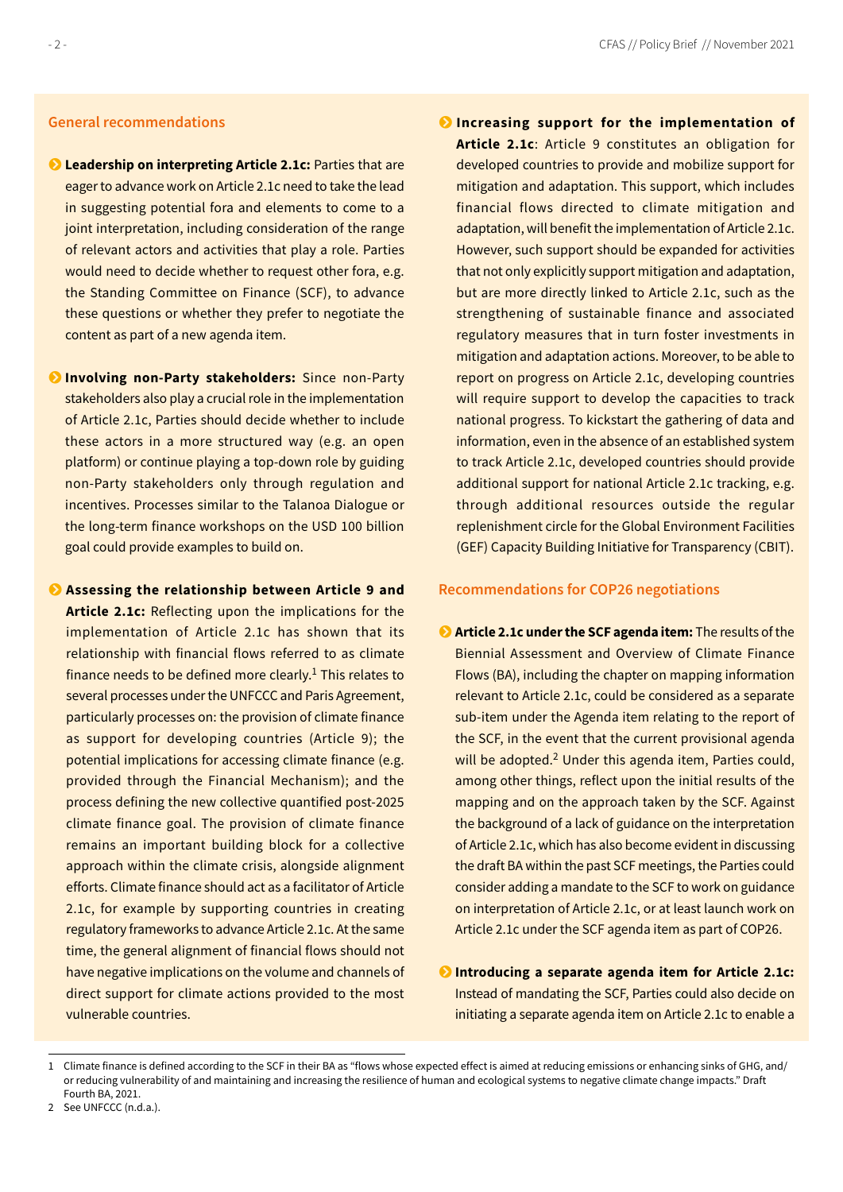## General recommendations

- **Leadership on interpreting Article 2.1c:** Parties that are eager to advance work on Article 2.1c need to take the lead in suggesting potential fora and elements to come to a joint interpretation, including consideration of the range of relevant actors and activities that play a role. Parties would need to decide whether to request other fora, e.g. the Standing Committee on Finance (SCF), to advance these questions or whether they prefer to negotiate the content as part of a new agenda item.

- **Involving non-Party stakeholders:** Since non-Party stakeholders also play a crucial role in the implementation of Article 2.1c, Parties should decide whether to include these actors in a more structured way (e.g. an open platform) or continue playing a top-down role by guiding non-Party stakeholders only through regulation and incentives. Processes similar to the Talanoa Dialogue or the long-term finance workshops on the USD 100 billion goal could provide examples to build on.

- **Assessing the relationship between Article 9 and Article 2.1c:** Reflecting upon the implications for the implementation of Article 2.1c has shown that its relationship with financial flows referred to as climate finance needs to be defined more clearly.[1] This relates to several processes under the UNFCCC and Paris Agreement, particularly processes on: the provision of climate finance as support for developing countries (Article 9); the potential implications for accessing climate finance (e.g. provided through the Financial Mechanism); and the process defining the new collective quantified post-2025 climate finance goal. The provision of climate finance remains an important building block for a collective approach within the climate crisis, alongside alignment efforts. Climate finance should act as a facilitator of Article 2.1c, for example by supporting countries in creating regulatory frameworks to advance Article 2.1c. At the same time, the general alignment of financial flows should not have negative implications on the volume and channels of direct support for climate actions provided to the most vulnerable countries.

- **Increasing support for the implementation of Article 2.1c**: Article 9 constitutes an obligation for developed countries to provide and mobilize support for mitigation and adaptation. This support, which includes financial flows directed to climate mitigation and adaptation, will benefit the implementation of Article 2.1c. However, such support should be expanded for activities that not only explicitly support mitigation and adaptation, but are more directly linked to Article 2.1c, such as the strengthening of sustainable finance and associated regulatory measures that in turn foster investments in mitigation and adaptation actions. Moreover, to be able to report on progress on Article 2.1c, developing countries will require support to develop the capacities to track national progress. To kickstart the gathering of data and information, even in the absence of an established system to track Article 2.1c, developed countries should provide additional support for national Article 2.1c tracking, e.g. through additional resources outside the regular replenishment circle for the Global Environment Facilities (GEF) Capacity Building Initiative for Transparency (CBIT).

## Recommendations for COP26 negotiations

- **Article 2.1c under the SCF agenda item:** The results of the Biennial Assessment and Overview of Climate Finance Flows (BA), including the chapter on mapping information relevant to Article 2.1c, could be considered as a separate sub-item under the Agenda item relating to the report of the SCF, in the event that the current provisional agenda will be adopted.[2] Under this agenda item, Parties could, among other things, reflect upon the initial results of the mapping and on the approach taken by the SCF. Against the background of a lack of guidance on the interpretation of Article 2.1c, which has also become evident in discussing the draft BA within the past SCF meetings, the Parties could consider adding a mandate to the SCF to work on guidance on interpretation of Article 2.1c, or at least launch work on Article 2.1c under the SCF agenda item as part of COP26.

- **Introducing a separate agenda item for Article 2.1c:** Instead of mandating the SCF, Parties could also decide on initiating a separate agenda item on Article 2.1c to enable a

---

1 Climate finance is defined according to the SCF in their BA as "flows whose expected effect is aimed at reducing emissions or enhancing sinks of GHG, and/or reducing vulnerability of and maintaining and increasing the resilience of human and ecological systems to negative climate change impacts." Draft Fourth BA, 2021.

2 See UNFCCC (n.d.a.).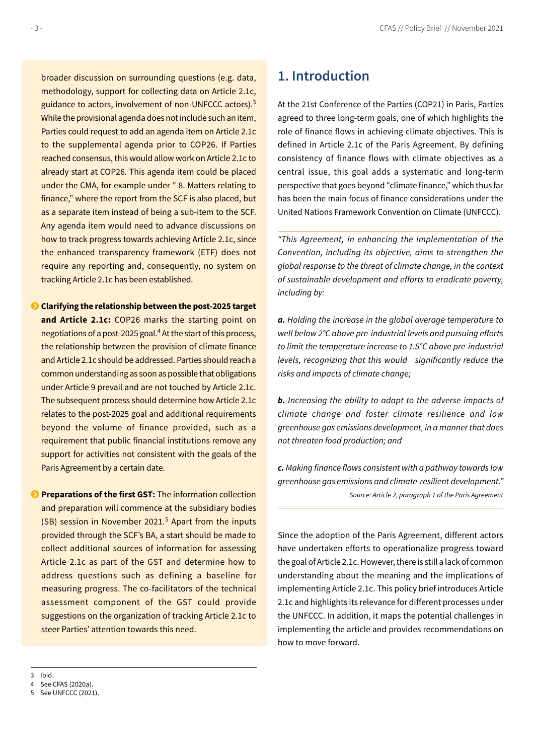broader discussion on surrounding questions (e.g. data, methodology, support for collecting data on Article 2.1c, guidance to actors, involvement of non-UNFCCC actors).[3] While the provisional agenda does not include such an item, Parties could request to add an agenda item on Article 2.1c to the supplemental agenda prior to COP26. If Parties reached consensus, this would allow work on Article 2.1c to already start at COP26. This agenda item could be placed under the CMA, for example under " 8. Matters relating to finance," where the report from the SCF is also placed, but as a separate item instead of being a sub-item to the SCF. Any agenda item would need to advance discussions on how to track progress towards achieving Article 2.1c, since the enhanced transparency framework (ETF) does not require any reporting and, consequently, no system on tracking Article 2.1c has been established.

- **Clarifying the relationship between the post-2025 target and Article 2.1c:** COP26 marks the starting point on negotiations of a post-2025 goal.[4] At the start of this process, the relationship between the provision of climate finance and Article 2.1c should be addressed. Parties should reach a common understanding as soon as possible that obligations under Article 9 prevail and are not touched by Article 2.1c. The subsequent process should determine how Article 2.1c relates to the post-2025 goal and additional requirements beyond the volume of finance provided, such as a requirement that public financial institutions remove any support for activities not consistent with the goals of the Paris Agreement by a certain date.

- **Preparations of the first GST:** The information collection and preparation will commence at the subsidiary bodies (SB) session in November 2021.[5] Apart from the inputs provided through the SCF's BA, a start should be made to collect additional sources of information for assessing Article 2.1c as part of the GST and determine how to address questions such as defining a baseline for measuring progress. The co-facilitators of the technical assessment component of the GST could provide suggestions on the organization of tracking Article 2.1c to steer Parties' attention towards this need.

[3] Ibid.

[4] See CFAS (2020a).

[5] See UNFCCC (2021).

## 1. Introduction

At the 21st Conference of the Parties (COP21) in Paris, Parties agreed to three long-term goals, one of which highlights the role of finance flows in achieving climate objectives. This is defined in Article 2.1c of the Paris Agreement. By defining consistency of finance flows with climate objectives as a central issue, this goal adds a systematic and long-term perspective that goes beyond "climate finance," which thus far has been the main focus of finance considerations under the United Nations Framework Convention on Climate (UNFCCC).

> *"This Agreement, in enhancing the implementation of the Convention, including its objective, aims to strengthen the global response to the threat of climate change, in the context of sustainable development and efforts to eradicate poverty, including by:*
>
> ***a.** Holding the increase in the global average temperature to well below 2°C above pre-industrial levels and pursuing efforts to limit the temperature increase to 1.5°C above pre-industrial levels, recognizing that this would significantly reduce the risks and impacts of climate change;*
>
> ***b.** Increasing the ability to adapt to the adverse impacts of climate change and foster climate resilience and low greenhouse gas emissions development, in a manner that does not threaten food production; and*
>
> ***c.** Making finance flows consistent with a pathway towards low greenhouse gas emissions and climate-resilient development."*
>
> *Source: Article 2, paragraph 1 of the Paris Agreement*

Since the adoption of the Paris Agreement, different actors have undertaken efforts to operationalize progress toward the goal of Article 2.1c. However, there is still a lack of common understanding about the meaning and the implications of implementing Article 2.1c. This policy brief introduces Article 2.1c and highlights its relevance for different processes under the UNFCCC. In addition, it maps the potential challenges in implementing the article and provides recommendations on how to move forward.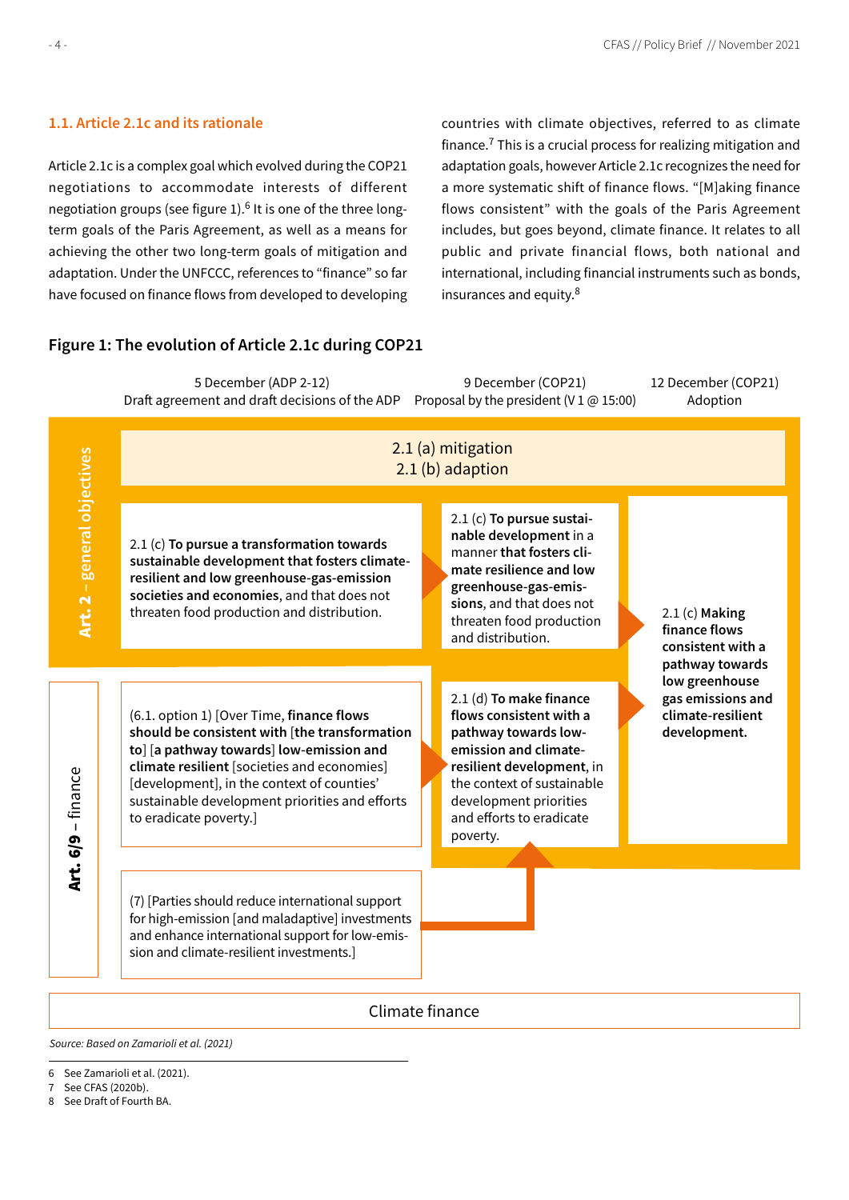### 1.1. Article 2.1c and its rationale

Article 2.1c is a complex goal which evolved during the COP21 negotiations to accommodate interests of different negotiation groups (see figure 1).[6] It is one of the three long-term goals of the Paris Agreement, as well as a means for achieving the other two long-term goals of mitigation and adaptation. Under the UNFCCC, references to "finance" so far have focused on finance flows from developed to developing countries with climate objectives, referred to as climate finance.[7] This is a crucial process for realizing mitigation and adaptation goals, however Article 2.1c recognizes the need for a more systematic shift of finance flows. "[M]aking finance flows consistent" with the goals of the Paris Agreement includes, but goes beyond, climate finance. It relates to all public and private financial flows, both national and international, including financial instruments such as bonds, insurances and equity.[8]

**Figure 1: The evolution of Article 2.1c during COP21**

| | 5 December (ADP 2-12)<br>Draft agreement and draft decisions of the ADP | 9 December (COP21)<br>Proposal by the president (V 1 @ 15:00) | 12 December (COP21)<br>Adoption |
|---|---|---|---|
| **Art. 2 – general objectives** | 2.1 (a) mitigation<br>2.1 (b) adaption | | |
| **Art. 2 – general objectives** | 2.1 (c) **To pursue a transformation towards sustainable development that fosters climate-resilient and low greenhouse-gas-emission societies and economies**, and that does not threaten food production and distribution. | 2.1 (c) **To pursue sustainable development** in a manner **that fosters climate resilience and low greenhouse-gas-emissions**, and that does not threaten food production and distribution. | 2.1 (c) **Making finance flows consistent with a pathway towards low greenhouse gas emissions and climate-resilient development.** |
| **Art. 6/9 – finance** | (6.1. option 1) [Over Time, **finance flows should be consistent with** [**the transformation to**] [**a pathway towards**] **low-emission and climate resilient** [societies and economies] [development], in the context of counties' sustainable development priorities and efforts to eradicate poverty.] | 2.1 (d) **To make finance flows consistent with a pathway towards low-emission and climate-resilient development**, in the context of sustainable development priorities and efforts to eradicate poverty. | |
| **Art. 6/9 – finance** | (7) [Parties should reduce international support for high-emission [and maladaptive] investments and enhance international support for low-emission and climate-resilient investments.] | | |

Climate finance

*Source: Based on Zamarioli et al. (2021)*

6 See Zamarioli et al. (2021).
7 See CFAS (2020b).
8 See Draft of Fourth BA.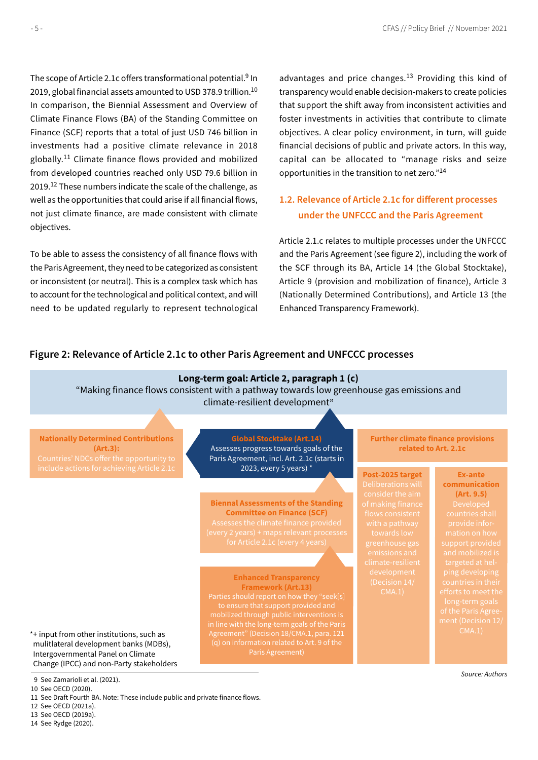The scope of Article 2.1c offers transformational potential.[9] In 2019, global financial assets amounted to USD 378.9 trillion.[10] In comparison, the Biennial Assessment and Overview of Climate Finance Flows (BA) of the Standing Committee on Finance (SCF) reports that a total of just USD 746 billion in investments had a positive climate relevance in 2018 globally.[11] Climate finance flows provided and mobilized from developed countries reached only USD 79.6 billion in 2019.[12] These numbers indicate the scale of the challenge, as well as the opportunities that could arise if all financial flows, not just climate finance, are made consistent with climate objectives.

To be able to assess the consistency of all finance flows with the Paris Agreement, they need to be categorized as consistent or inconsistent (or neutral). This is a complex task which has to account for the technological and political context, and will need to be updated regularly to represent technological advantages and price changes.[13] Providing this kind of transparency would enable decision-makers to create policies that support the shift away from inconsistent activities and foster investments in activities that contribute to climate objectives. A clear policy environment, in turn, will guide financial decisions of public and private actors. In this way, capital can be allocated to "manage risks and seize opportunities in the transition to net zero."[14]

## 1.2. Relevance of Article 2.1c for different processes under the UNFCCC and the Paris Agreement

Article 2.1.c relates to multiple processes under the UNFCCC and the Paris Agreement (see figure 2), including the work of the SCF through its BA, Article 14 (the Global Stocktake), Article 9 (provision and mobilization of finance), Article 3 (Nationally Determined Contributions), and Article 13 (the Enhanced Transparency Framework).

**Figure 2: Relevance of Article 2.1c to other Paris Agreement and UNFCCC processes**

**Long-term goal: Article 2, paragraph 1 (c)**
"Making finance flows consistent with a pathway towards low greenhouse gas emissions and climate-resilient development"

**Nationally Determined Contributions (Art.3):** Countries' NDCs offer the opportunity to include actions for achieving Article 2.1c

**Global Stocktake (Art.14)** Assesses progress towards goals of the Paris Agreement, incl. Art. 2.1c (starts in 2023, every 5 years) *

**Biennal Assessments of the Standing Committee on Finance (SCF)** Assesses the climate finance provided (every 2 years) + maps relevant processes for Article 2.1c (every 4 years)

**Enhanced Transparency Framework (Art.13)** Parties should report on how they "seek[s] to ensure that support provided and mobilized through public interventions is in line with the long-term goals of the Paris Agreement" (Decision 18/CMA.1, para. 121 (q) on information related to Art. 9 of the Paris Agreement)

**Further climate finance provisions related to Art. 2.1c**

- **Post-2025 target** Deliberations will consider the aim of making finance flows consistent with a pathway towards low greenhouse gas emissions and climate-resilient development (Decision 14/ CMA.1)
- **Ex-ante communication (Art. 9.5)** Developed countries shall provide information on how support provided and mobilized is targeted at helping developing countries in their efforts to meet the long-term goals of the Paris Agreement (Decision 12/ CMA.1)

*+ input from other institutions, such as mulitlateral development banks (MDBs), Intergovernmental Panel on Climate Change (IPCC) and non-Party stakeholders

*Source: Authors*

9 See Zamarioli et al. (2021).
10 See OECD (2020).
11 See Draft Fourth BA. Note: These include public and private finance flows.
12 See OECD (2021a).
13 See OECD (2019a).
14 See Rydge (2020).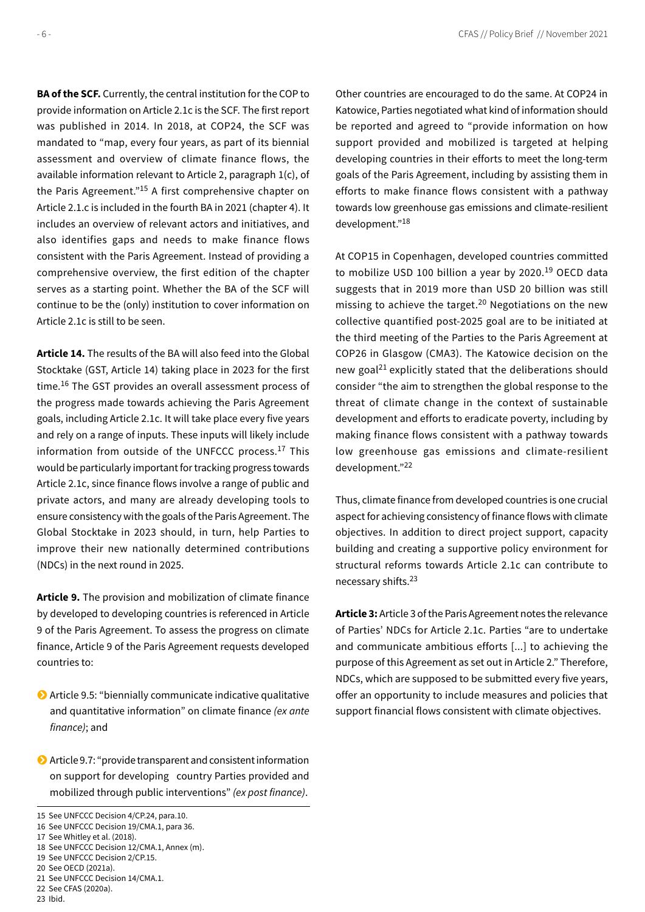**BA of the SCF.** Currently, the central institution for the COP to provide information on Article 2.1c is the SCF. The first report was published in 2014. In 2018, at COP24, the SCF was mandated to "map, every four years, as part of its biennial assessment and overview of climate finance flows, the available information relevant to Article 2, paragraph 1(c), of the Paris Agreement."[15] A first comprehensive chapter on Article 2.1.c is included in the fourth BA in 2021 (chapter 4). It includes an overview of relevant actors and initiatives, and also identifies gaps and needs to make finance flows consistent with the Paris Agreement. Instead of providing a comprehensive overview, the first edition of the chapter serves as a starting point. Whether the BA of the SCF will continue to be the (only) institution to cover information on Article 2.1c is still to be seen.

**Article 14.** The results of the BA will also feed into the Global Stocktake (GST, Article 14) taking place in 2023 for the first time.[16] The GST provides an overall assessment process of the progress made towards achieving the Paris Agreement goals, including Article 2.1c. It will take place every five years and rely on a range of inputs. These inputs will likely include information from outside of the UNFCCC process.[17] This would be particularly important for tracking progress towards Article 2.1c, since finance flows involve a range of public and private actors, and many are already developing tools to ensure consistency with the goals of the Paris Agreement. The Global Stocktake in 2023 should, in turn, help Parties to improve their new nationally determined contributions (NDCs) in the next round in 2025.

**Article 9.** The provision and mobilization of climate finance by developed to developing countries is referenced in Article 9 of the Paris Agreement. To assess the progress on climate finance, Article 9 of the Paris Agreement requests developed countries to:

- Article 9.5: "biennially communicate indicative qualitative and quantitative information" on climate finance *(ex ante finance)*; and
- Article 9.7: "provide transparent and consistent information on support for developing country Parties provided and mobilized through public interventions" *(ex post finance)*.

Other countries are encouraged to do the same. At COP24 in Katowice, Parties negotiated what kind of information should be reported and agreed to "provide information on how support provided and mobilized is targeted at helping developing countries in their efforts to meet the long-term goals of the Paris Agreement, including by assisting them in efforts to make finance flows consistent with a pathway towards low greenhouse gas emissions and climate-resilient development."[18]

At COP15 in Copenhagen, developed countries committed to mobilize USD 100 billion a year by 2020.[19] OECD data suggests that in 2019 more than USD 20 billion was still missing to achieve the target.[20] Negotiations on the new collective quantified post-2025 goal are to be initiated at the third meeting of the Parties to the Paris Agreement at COP26 in Glasgow (CMA3). The Katowice decision on the new goal[21] explicitly stated that the deliberations should consider "the aim to strengthen the global response to the threat of climate change in the context of sustainable development and efforts to eradicate poverty, including by making finance flows consistent with a pathway towards low greenhouse gas emissions and climate-resilient development."[22]

Thus, climate finance from developed countries is one crucial aspect for achieving consistency of finance flows with climate objectives. In addition to direct project support, capacity building and creating a supportive policy environment for structural reforms towards Article 2.1c can contribute to necessary shifts.[23]

**Article 3:** Article 3 of the Paris Agreement notes the relevance of Parties' NDCs for Article 2.1c. Parties "are to undertake and communicate ambitious efforts [...] to achieving the purpose of this Agreement as set out in Article 2." Therefore, NDCs, which are supposed to be submitted every five years, offer an opportunity to include measures and policies that support financial flows consistent with climate objectives.

---

15 See UNFCCC Decision 4/CP.24, para.10.
16 See UNFCCC Decision 19/CMA.1, para 36.
17 See Whitley et al. (2018).
18 See UNFCCC Decision 12/CMA.1, Annex (m).
19 See UNFCCC Decision 2/CP.15.
20 See OECD (2021a).
21 See UNFCCC Decision 14/CMA.1.
22 See CFAS (2020a).
23 Ibid.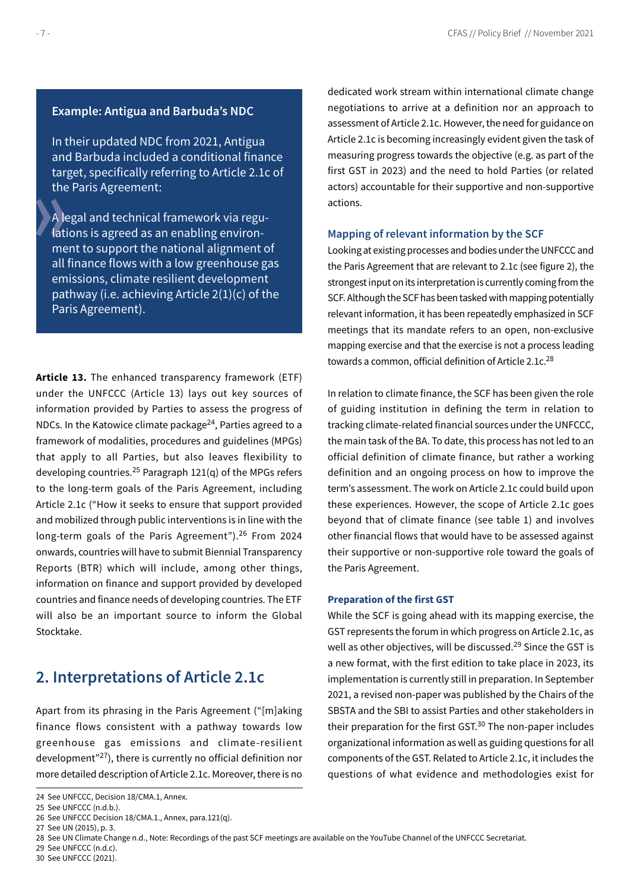**Example: Antigua and Barbuda's NDC**

In their updated NDC from 2021, Antigua and Barbuda included a conditional finance target, specifically referring to Article 2.1c of the Paris Agreement:

> A legal and technical framework via regulations is agreed as an enabling environment to support the national alignment of all finance flows with a low greenhouse gas emissions, climate resilient development pathway (i.e. achieving Article 2(1)(c) of the Paris Agreement).

**Article 13.** The enhanced transparency framework (ETF) under the UNFCCC (Article 13) lays out key sources of information provided by Parties to assess the progress of NDCs. In the Katowice climate package[24], Parties agreed to a framework of modalities, procedures and guidelines (MPGs) that apply to all Parties, but also leaves flexibility to developing countries.[25] Paragraph 121(q) of the MPGs refers to the long-term goals of the Paris Agreement, including Article 2.1c ("How it seeks to ensure that support provided and mobilized through public interventions is in line with the long-term goals of the Paris Agreement").[26] From 2024 onwards, countries will have to submit Biennial Transparency Reports (BTR) which will include, among other things, information on finance and support provided by developed countries and finance needs of developing countries. The ETF will also be an important source to inform the Global Stocktake.

## 2. Interpretations of Article 2.1c

Apart from its phrasing in the Paris Agreement ("[m]aking finance flows consistent with a pathway towards low greenhouse gas emissions and climate-resilient development"[27]), there is currently no official definition nor more detailed description of Article 2.1c. Moreover, there is no dedicated work stream within international climate change negotiations to arrive at a definition nor an approach to assessment of Article 2.1c. However, the need for guidance on Article 2.1c is becoming increasingly evident given the task of measuring progress towards the objective (e.g. as part of the first GST in 2023) and the need to hold Parties (or related actors) accountable for their supportive and non-supportive actions.

### Mapping of relevant information by the SCF

Looking at existing processes and bodies under the UNFCCC and the Paris Agreement that are relevant to 2.1c (see figure 2), the strongest input on its interpretation is currently coming from the SCF. Although the SCF has been tasked with mapping potentially relevant information, it has been repeatedly emphasized in SCF meetings that its mandate refers to an open, non-exclusive mapping exercise and that the exercise is not a process leading towards a common, official definition of Article 2.1c.[28]

In relation to climate finance, the SCF has been given the role of guiding institution in defining the term in relation to tracking climate-related financial sources under the UNFCCC, the main task of the BA. To date, this process has not led to an official definition of climate finance, but rather a working definition and an ongoing process on how to improve the term's assessment. The work on Article 2.1c could build upon these experiences. However, the scope of Article 2.1c goes beyond that of climate finance (see table 1) and involves other financial flows that would have to be assessed against their supportive or non-supportive role toward the goals of the Paris Agreement.

### Preparation of the first GST

While the SCF is going ahead with its mapping exercise, the GST represents the forum in which progress on Article 2.1c, as well as other objectives, will be discussed.[29] Since the GST is a new format, with the first edition to take place in 2023, its implementation is currently still in preparation. In September 2021, a revised non-paper was published by the Chairs of the SBSTA and the SBI to assist Parties and other stakeholders in their preparation for the first GST.[30] The non-paper includes organizational information as well as guiding questions for all components of the GST. Related to Article 2.1c, it includes the questions of what evidence and methodologies exist for

---

24 See UNFCCC, Decision 18/CMA.1, Annex.
25 See UNFCCC (n.d.b.).
26 See UNFCCC Decision 18/CMA.1., Annex, para.121(q).
27 See UN (2015), p. 3.
28 See UN Climate Change n.d., Note: Recordings of the past SCF meetings are available on the YouTube Channel of the UNFCCC Secretariat.
29 See UNFCCC (n.d.c).
30 See UNFCCC (2021).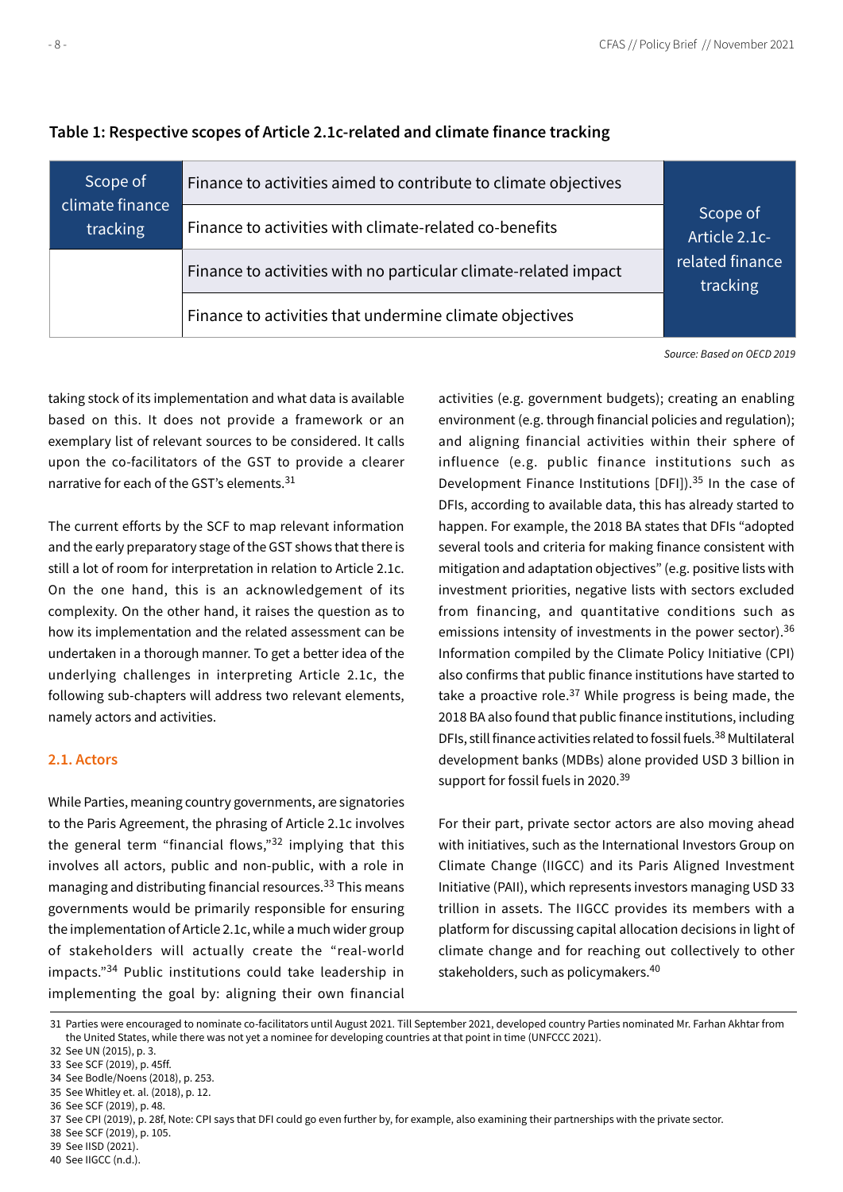**Table 1: Respective scopes of Article 2.1c-related and climate finance tracking**

| Scope of climate finance tracking | Finance to activities aimed to contribute to climate objectives | Scope of Article 2.1c-related finance tracking |
|---|---|---|
| | Finance to activities with climate-related co-benefits | |
| | Finance to activities with no particular climate-related impact | |
| | Finance to activities that undermine climate objectives | |

*Source: Based on OECD 2019*

taking stock of its implementation and what data is available based on this. It does not provide a framework or an exemplary list of relevant sources to be considered. It calls upon the co-facilitators of the GST to provide a clearer narrative for each of the GST's elements.[31]

The current efforts by the SCF to map relevant information and the early preparatory stage of the GST shows that there is still a lot of room for interpretation in relation to Article 2.1c. On the one hand, this is an acknowledgement of its complexity. On the other hand, it raises the question as to how its implementation and the related assessment can be undertaken in a thorough manner. To get a better idea of the underlying challenges in interpreting Article 2.1c, the following sub-chapters will address two relevant elements, namely actors and activities.

## 2.1. Actors

While Parties, meaning country governments, are signatories to the Paris Agreement, the phrasing of Article 2.1c involves the general term "financial flows,"[32] implying that this involves all actors, public and non-public, with a role in managing and distributing financial resources.[33] This means governments would be primarily responsible for ensuring the implementation of Article 2.1c, while a much wider group of stakeholders will actually create the "real-world impacts."[34] Public institutions could take leadership in implementing the goal by: aligning their own financial activities (e.g. government budgets); creating an enabling environment (e.g. through financial policies and regulation); and aligning financial activities within their sphere of influence (e.g. public finance institutions such as Development Finance Institutions [DFI]).[35] In the case of DFIs, according to available data, this has already started to happen. For example, the 2018 BA states that DFIs "adopted several tools and criteria for making finance consistent with mitigation and adaptation objectives" (e.g. positive lists with investment priorities, negative lists with sectors excluded from financing, and quantitative conditions such as emissions intensity of investments in the power sector).[36] Information compiled by the Climate Policy Initiative (CPI) also confirms that public finance institutions have started to take a proactive role.[37] While progress is being made, the 2018 BA also found that public finance institutions, including DFIs, still finance activities related to fossil fuels.[38] Multilateral development banks (MDBs) alone provided USD 3 billion in support for fossil fuels in 2020.[39]

For their part, private sector actors are also moving ahead with initiatives, such as the International Investors Group on Climate Change (IIGCC) and its Paris Aligned Investment Initiative (PAII), which represents investors managing USD 33 trillion in assets. The IIGCC provides its members with a platform for discussing capital allocation decisions in light of climate change and for reaching out collectively to other stakeholders, such as policymakers.[40]

---

31 Parties were encouraged to nominate co-facilitators until August 2021. Till September 2021, developed country Parties nominated Mr. Farhan Akhtar from the United States, while there was not yet a nominee for developing countries at that point in time (UNFCCC 2021).
32 See UN (2015), p. 3.
33 See SCF (2019), p. 45ff.
34 See Bodle/Noens (2018), p. 253.
35 See Whitley et. al. (2018), p. 12.
36 See SCF (2019), p. 48.
37 See CPI (2019), p. 28f, Note: CPI says that DFI could go even further by, for example, also examining their partnerships with the private sector.
38 See SCF (2019), p. 105.
39 See IISD (2021).
40 See IIGCC (n.d.).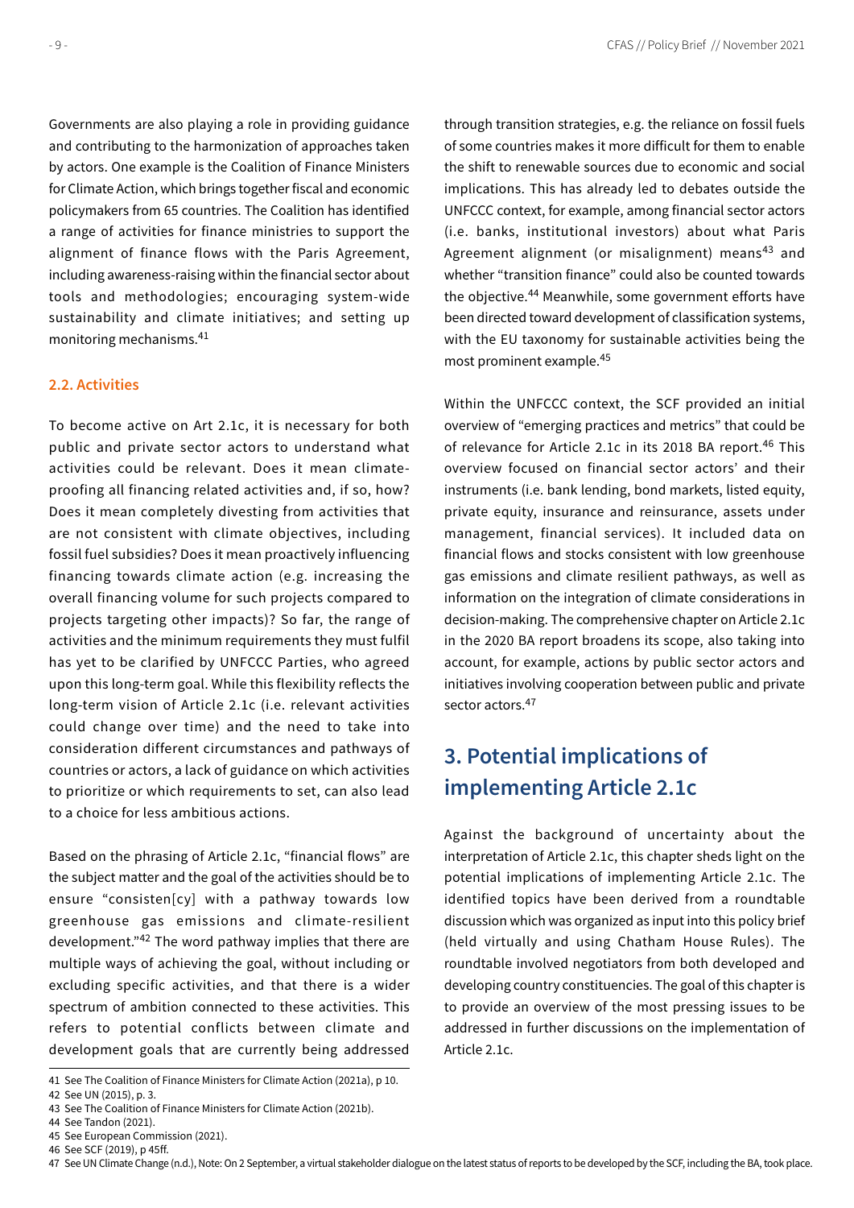Governments are also playing a role in providing guidance and contributing to the harmonization of approaches taken by actors. One example is the Coalition of Finance Ministers for Climate Action, which brings together fiscal and economic policymakers from 65 countries. The Coalition has identified a range of activities for finance ministries to support the alignment of finance flows with the Paris Agreement, including awareness-raising within the financial sector about tools and methodologies; encouraging system-wide sustainability and climate initiatives; and setting up monitoring mechanisms.[41]

### 2.2. Activities

To become active on Art 2.1c, it is necessary for both public and private sector actors to understand what activities could be relevant. Does it mean climate-proofing all financing related activities and, if so, how? Does it mean completely divesting from activities that are not consistent with climate objectives, including fossil fuel subsidies? Does it mean proactively influencing financing towards climate action (e.g. increasing the overall financing volume for such projects compared to projects targeting other impacts)? So far, the range of activities and the minimum requirements they must fulfil has yet to be clarified by UNFCCC Parties, who agreed upon this long-term goal. While this flexibility reflects the long-term vision of Article 2.1c (i.e. relevant activities could change over time) and the need to take into consideration different circumstances and pathways of countries or actors, a lack of guidance on which activities to prioritize or which requirements to set, can also lead to a choice for less ambitious actions.

Based on the phrasing of Article 2.1c, "financial flows" are the subject matter and the goal of the activities should be to ensure "consisten[cy] with a pathway towards low greenhouse gas emissions and climate-resilient development."[42] The word pathway implies that there are multiple ways of achieving the goal, without including or excluding specific activities, and that there is a wider spectrum of ambition connected to these activities. This refers to potential conflicts between climate and development goals that are currently being addressed through transition strategies, e.g. the reliance on fossil fuels of some countries makes it more difficult for them to enable the shift to renewable sources due to economic and social implications. This has already led to debates outside the UNFCCC context, for example, among financial sector actors (i.e. banks, institutional investors) about what Paris Agreement alignment (or misalignment) means[43] and whether "transition finance" could also be counted towards the objective.[44] Meanwhile, some government efforts have been directed toward development of classification systems, with the EU taxonomy for sustainable activities being the most prominent example.[45]

Within the UNFCCC context, the SCF provided an initial overview of "emerging practices and metrics" that could be of relevance for Article 2.1c in its 2018 BA report.[46] This overview focused on financial sector actors' and their instruments (i.e. bank lending, bond markets, listed equity, private equity, insurance and reinsurance, assets under management, financial services). It included data on financial flows and stocks consistent with low greenhouse gas emissions and climate resilient pathways, as well as information on the integration of climate considerations in decision-making. The comprehensive chapter on Article 2.1c in the 2020 BA report broadens its scope, also taking into account, for example, actions by public sector actors and initiatives involving cooperation between public and private sector actors.[47]

## 3. Potential implications of implementing Article 2.1c

Against the background of uncertainty about the interpretation of Article 2.1c, this chapter sheds light on the potential implications of implementing Article 2.1c. The identified topics have been derived from a roundtable discussion which was organized as input into this policy brief (held virtually and using Chatham House Rules). The roundtable involved negotiators from both developed and developing country constituencies. The goal of this chapter is to provide an overview of the most pressing issues to be addressed in further discussions on the implementation of Article 2.1c.

41 See The Coalition of Finance Ministers for Climate Action (2021a), p 10.
42 See UN (2015), p. 3.
43 See The Coalition of Finance Ministers for Climate Action (2021b).
44 See Tandon (2021).
45 See European Commission (2021).
46 See SCF (2019), p 45ff.
47 See UN Climate Change (n.d.), Note: On 2 September, a virtual stakeholder dialogue on the latest status of reports to be developed by the SCF, including the BA, took place.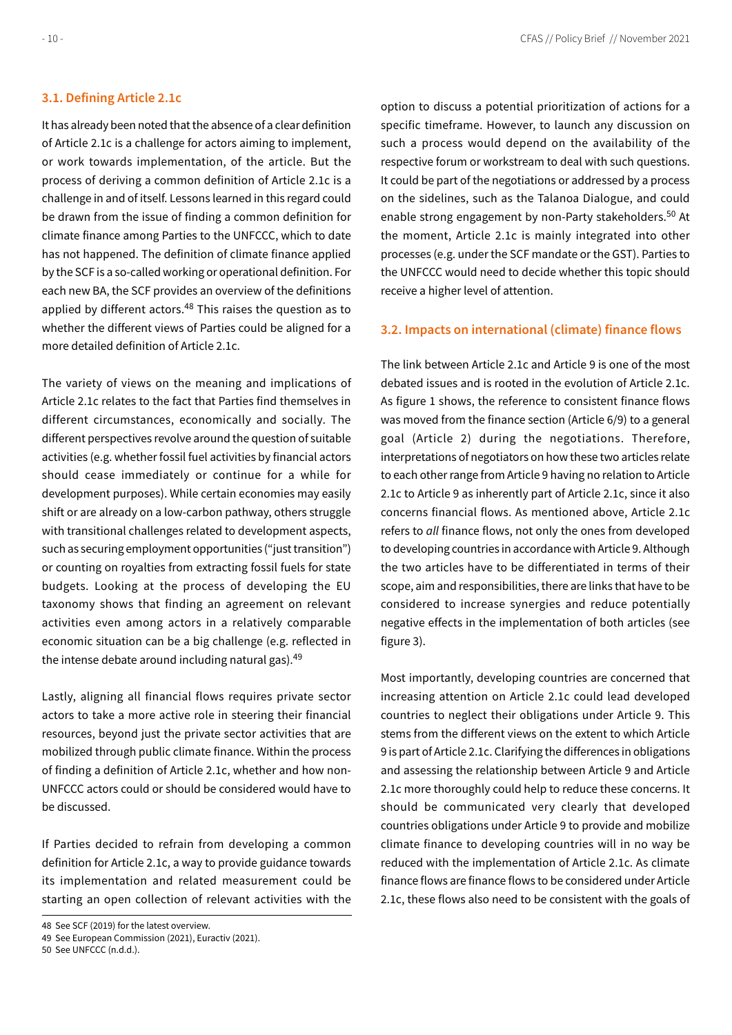### 3.1. Defining Article 2.1c

It has already been noted that the absence of a clear definition of Article 2.1c is a challenge for actors aiming to implement, or work towards implementation, of the article. But the process of deriving a common definition of Article 2.1c is a challenge in and of itself. Lessons learned in this regard could be drawn from the issue of finding a common definition for climate finance among Parties to the UNFCCC, which to date has not happened. The definition of climate finance applied by the SCF is a so-called working or operational definition. For each new BA, the SCF provides an overview of the definitions applied by different actors.[48] This raises the question as to whether the different views of Parties could be aligned for a more detailed definition of Article 2.1c.

The variety of views on the meaning and implications of Article 2.1c relates to the fact that Parties find themselves in different circumstances, economically and socially. The different perspectives revolve around the question of suitable activities (e.g. whether fossil fuel activities by financial actors should cease immediately or continue for a while for development purposes). While certain economies may easily shift or are already on a low-carbon pathway, others struggle with transitional challenges related to development aspects, such as securing employment opportunities ("just transition") or counting on royalties from extracting fossil fuels for state budgets. Looking at the process of developing the EU taxonomy shows that finding an agreement on relevant activities even among actors in a relatively comparable economic situation can be a big challenge (e.g. reflected in the intense debate around including natural gas).[49]

Lastly, aligning all financial flows requires private sector actors to take a more active role in steering their financial resources, beyond just the private sector activities that are mobilized through public climate finance. Within the process of finding a definition of Article 2.1c, whether and how non-UNFCCC actors could or should be considered would have to be discussed.

If Parties decided to refrain from developing a common definition for Article 2.1c, a way to provide guidance towards its implementation and related measurement could be starting an open collection of relevant activities with the option to discuss a potential prioritization of actions for a specific timeframe. However, to launch any discussion on such a process would depend on the availability of the respective forum or workstream to deal with such questions. It could be part of the negotiations or addressed by a process on the sidelines, such as the Talanoa Dialogue, and could enable strong engagement by non-Party stakeholders.[50] At the moment, Article 2.1c is mainly integrated into other processes (e.g. under the SCF mandate or the GST). Parties to the UNFCCC would need to decide whether this topic should receive a higher level of attention.

### 3.2. Impacts on international (climate) finance flows

The link between Article 2.1c and Article 9 is one of the most debated issues and is rooted in the evolution of Article 2.1c. As figure 1 shows, the reference to consistent finance flows was moved from the finance section (Article 6/9) to a general goal (Article 2) during the negotiations. Therefore, interpretations of negotiators on how these two articles relate to each other range from Article 9 having no relation to Article 2.1c to Article 9 as inherently part of Article 2.1c, since it also concerns financial flows. As mentioned above, Article 2.1c refers to *all* finance flows, not only the ones from developed to developing countries in accordance with Article 9. Although the two articles have to be differentiated in terms of their scope, aim and responsibilities, there are links that have to be considered to increase synergies and reduce potentially negative effects in the implementation of both articles (see figure 3).

Most importantly, developing countries are concerned that increasing attention on Article 2.1c could lead developed countries to neglect their obligations under Article 9. This stems from the different views on the extent to which Article 9 is part of Article 2.1c. Clarifying the differences in obligations and assessing the relationship between Article 9 and Article 2.1c more thoroughly could help to reduce these concerns. It should be communicated very clearly that developed countries obligations under Article 9 to provide and mobilize climate finance to developing countries will in no way be reduced with the implementation of Article 2.1c. As climate finance flows are finance flows to be considered under Article 2.1c, these flows also need to be consistent with the goals of

48 See SCF (2019) for the latest overview.

49 See European Commission (2021), Euractiv (2021).

50 See UNFCCC (n.d.d.).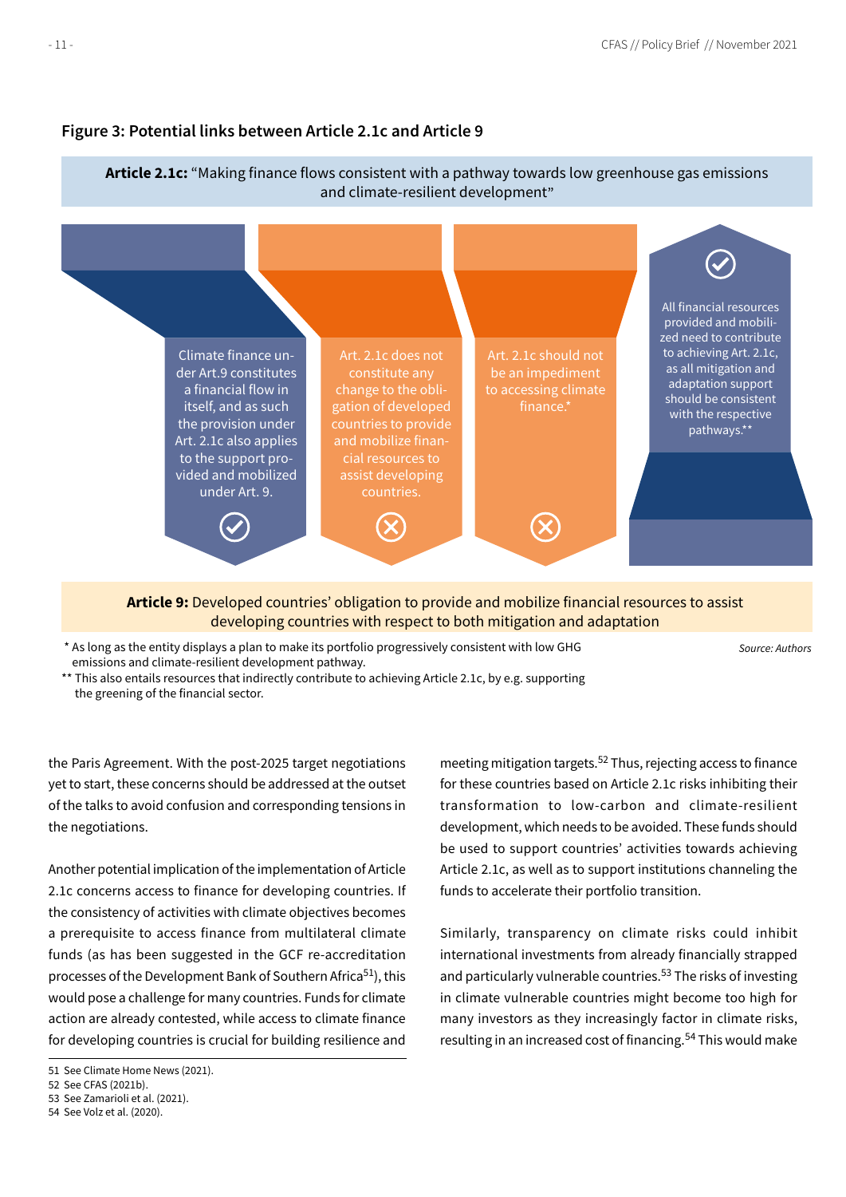**Figure 3: Potential links between Article 2.1c and Article 9**

**Article 2.1c:** "Making finance flows consistent with a pathway towards low greenhouse gas emissions and climate-resilient development"

Climate finance under Art.9 constitutes a financial flow in itself, and as such the provision under Art. 2.1c also applies to the support provided and mobilized under Art. 9. ✓

Art. 2.1c does not constitute any change to the obligation of developed countries to provide and mobilize financial resources to assist developing countries. ✗

Art. 2.1c should not be an impediment to accessing climate finance.* ✗

✓ All financial resources provided and mobilized need to contribute to achieving Art. 2.1c, as all mitigation and adaptation support should be consistent with the respective pathways.**

**Article 9:** Developed countries' obligation to provide and mobilize financial resources to assist developing countries with respect to both mitigation and adaptation

\* As long as the entity displays a plan to make its portfolio progressively consistent with low GHG emissions and climate-resilient development pathway.

\*\* This also entails resources that indirectly contribute to achieving Article 2.1c, by e.g. supporting the greening of the financial sector.

*Source: Authors*

the Paris Agreement. With the post-2025 target negotiations yet to start, these concerns should be addressed at the outset of the talks to avoid confusion and corresponding tensions in the negotiations.

Another potential implication of the implementation of Article 2.1c concerns access to finance for developing countries. If the consistency of activities with climate objectives becomes a prerequisite to access finance from multilateral climate funds (as has been suggested in the GCF re-accreditation processes of the Development Bank of Southern Africa[51]), this would pose a challenge for many countries. Funds for climate action are already contested, while access to climate finance for developing countries is crucial for building resilience and meeting mitigation targets.[52] Thus, rejecting access to finance for these countries based on Article 2.1c risks inhibiting their transformation to low-carbon and climate-resilient development, which needs to be avoided. These funds should be used to support countries' activities towards achieving Article 2.1c, as well as to support institutions channeling the funds to accelerate their portfolio transition.

Similarly, transparency on climate risks could inhibit international investments from already financially strapped and particularly vulnerable countries.[53] The risks of investing in climate vulnerable countries might become too high for many investors as they increasingly factor in climate risks, resulting in an increased cost of financing.[54] This would make

51 See Climate Home News (2021).
52 See CFAS (2021b).
53 See Zamarioli et al. (2021).
54 See Volz et al. (2020).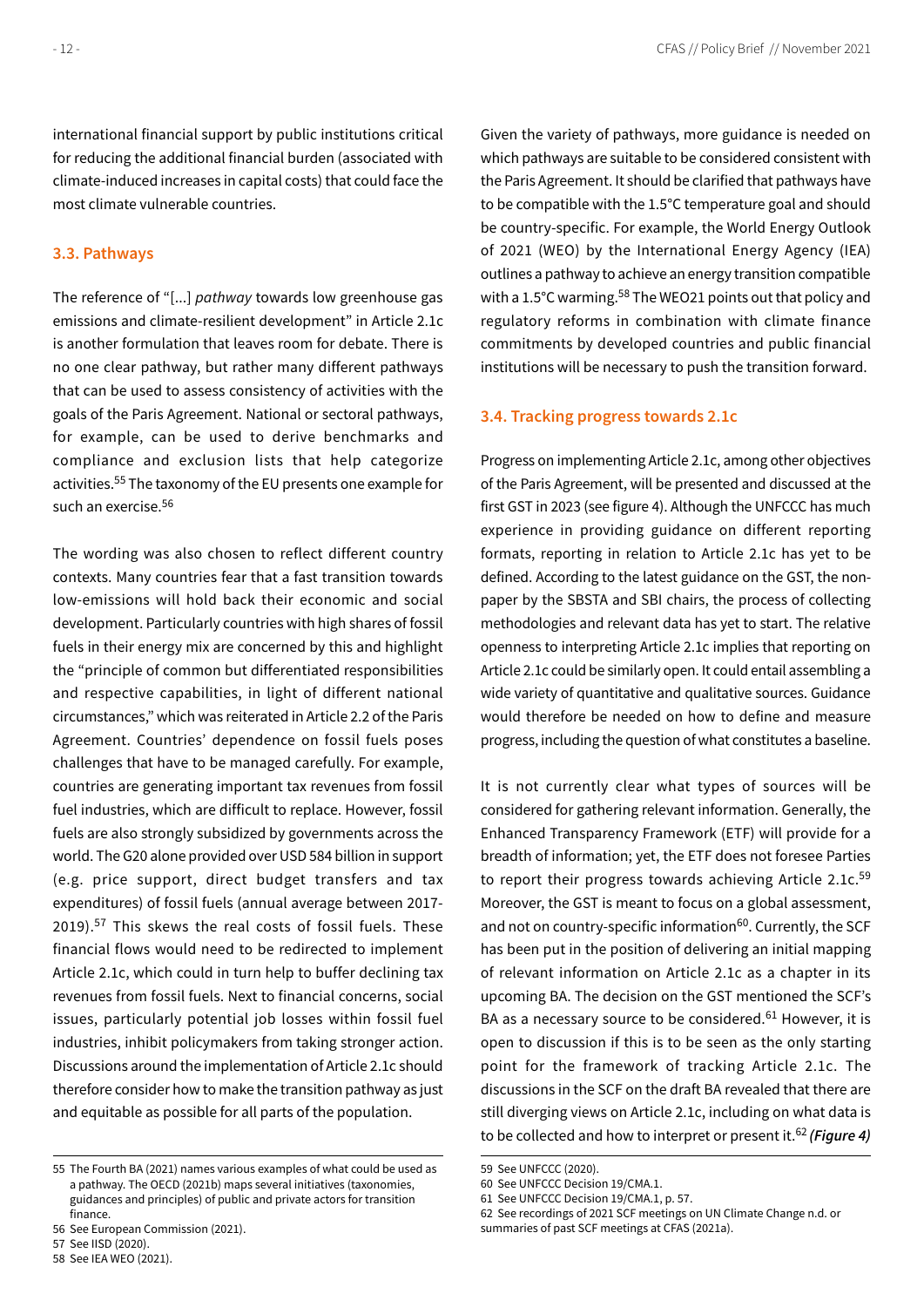international financial support by public institutions critical for reducing the additional financial burden (associated with climate-induced increases in capital costs) that could face the most climate vulnerable countries.

### 3.3. Pathways

The reference of "[...] *pathway* towards low greenhouse gas emissions and climate-resilient development" in Article 2.1c is another formulation that leaves room for debate. There is no one clear pathway, but rather many different pathways that can be used to assess consistency of activities with the goals of the Paris Agreement. National or sectoral pathways, for example, can be used to derive benchmarks and compliance and exclusion lists that help categorize activities.[55] The taxonomy of the EU presents one example for such an exercise.[56]

The wording was also chosen to reflect different country contexts. Many countries fear that a fast transition towards low-emissions will hold back their economic and social development. Particularly countries with high shares of fossil fuels in their energy mix are concerned by this and highlight the "principle of common but differentiated responsibilities and respective capabilities, in light of different national circumstances," which was reiterated in Article 2.2 of the Paris Agreement. Countries' dependence on fossil fuels poses challenges that have to be managed carefully. For example, countries are generating important tax revenues from fossil fuel industries, which are difficult to replace. However, fossil fuels are also strongly subsidized by governments across the world. The G20 alone provided over USD 584 billion in support (e.g. price support, direct budget transfers and tax expenditures) of fossil fuels (annual average between 2017-2019).[57] This skews the real costs of fossil fuels. These financial flows would need to be redirected to implement Article 2.1c, which could in turn help to buffer declining tax revenues from fossil fuels. Next to financial concerns, social issues, particularly potential job losses within fossil fuel industries, inhibit policymakers from taking stronger action. Discussions around the implementation of Article 2.1c should therefore consider how to make the transition pathway as just and equitable as possible for all parts of the population.

Given the variety of pathways, more guidance is needed on which pathways are suitable to be considered consistent with the Paris Agreement. It should be clarified that pathways have to be compatible with the 1.5°C temperature goal and should be country-specific. For example, the World Energy Outlook of 2021 (WEO) by the International Energy Agency (IEA) outlines a pathway to achieve an energy transition compatible with a 1.5°C warming.[58] The WEO21 points out that policy and regulatory reforms in combination with climate finance commitments by developed countries and public financial institutions will be necessary to push the transition forward.

### 3.4. Tracking progress towards 2.1c

Progress on implementing Article 2.1c, among other objectives of the Paris Agreement, will be presented and discussed at the first GST in 2023 (see figure 4). Although the UNFCCC has much experience in providing guidance on different reporting formats, reporting in relation to Article 2.1c has yet to be defined. According to the latest guidance on the GST, the non-paper by the SBSTA and SBI chairs, the process of collecting methodologies and relevant data has yet to start. The relative openness to interpreting Article 2.1c implies that reporting on Article 2.1c could be similarly open. It could entail assembling a wide variety of quantitative and qualitative sources. Guidance would therefore be needed on how to define and measure progress, including the question of what constitutes a baseline.

It is not currently clear what types of sources will be considered for gathering relevant information. Generally, the Enhanced Transparency Framework (ETF) will provide for a breadth of information; yet, the ETF does not foresee Parties to report their progress towards achieving Article 2.1c.[59] Moreover, the GST is meant to focus on a global assessment, and not on country-specific information[60]. Currently, the SCF has been put in the position of delivering an initial mapping of relevant information on Article 2.1c as a chapter in its upcoming BA. The decision on the GST mentioned the SCF's BA as a necessary source to be considered.[61] However, it is open to discussion if this is to be seen as the only starting point for the framework of tracking Article 2.1c. The discussions in the SCF on the draft BA revealed that there are still diverging views on Article 2.1c, including on what data is to be collected and how to interpret or present it.[62] ***(Figure 4)***

---

55 The Fourth BA (2021) names various examples of what could be used as a pathway. The OECD (2021b) maps several initiatives (taxonomies, guidances and principles) of public and private actors for transition finance.

56 See European Commission (2021).

57 See IISD (2020).

58 See IEA WEO (2021).

59 See UNFCCC (2020).

60 See UNFCCC Decision 19/CMA.1.

61 See UNFCCC Decision 19/CMA.1, p. 57.

62 See recordings of 2021 SCF meetings on UN Climate Change n.d. or summaries of past SCF meetings at CFAS (2021a).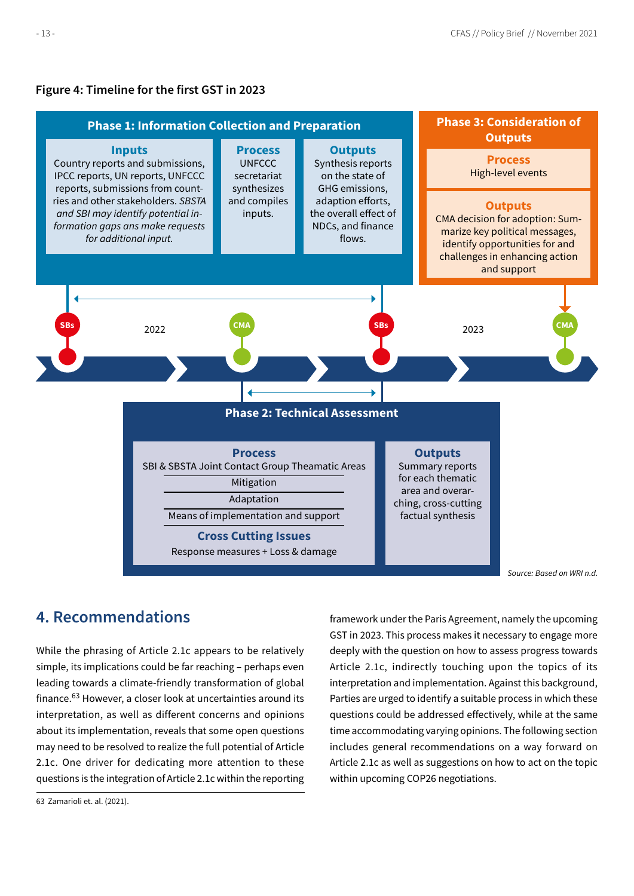**Figure 4: Timeline for the first GST in 2023**

**Phase 1: Information Collection and Preparation**

**Inputs**
Country reports and submissions, IPCC reports, UN reports, UNFCCC reports, submissions from countries and other stakeholders. *SBSTA and SBI may identify potential information gaps ans make requests for additional input.*

**Process**
UNFCCC secretariat synthesizes and compiles inputs.

**Outputs**
Synthesis reports on the state of GHG emissions, adaption efforts, the overall effect of NDCs, and finance flows.

**Phase 3: Consideration of Outputs**

**Process**
High-level events

**Outputs**
CMA decision for adoption: Summarize key political messages, identify opportunities for and challenges in enhancing action and support

SBs — 2022 — CMA — SBs — 2023 — CMA

**Phase 2: Technical Assessment**

**Process**
SBI & SBSTA Joint Contact Group Theamatic Areas
- Mitigation
- Adaptation
- Means of implementation and support

**Cross Cutting Issues**
Response measures + Loss & damage

**Outputs**
Summary reports for each thematic area and overarching, cross-cutting factual synthesis

*Source: Based on WRI n.d.*

## 4. Recommendations

While the phrasing of Article 2.1c appears to be relatively simple, its implications could be far reaching – perhaps even leading towards a climate-friendly transformation of global finance.[63] However, a closer look at uncertainties around its interpretation, as well as different concerns and opinions about its implementation, reveals that some open questions may need to be resolved to realize the full potential of Article 2.1c. One driver for dedicating more attention to these questions is the integration of Article 2.1c within the reporting framework under the Paris Agreement, namely the upcoming GST in 2023. This process makes it necessary to engage more deeply with the question on how to assess progress towards Article 2.1c, indirectly touching upon the topics of its interpretation and implementation. Against this background, Parties are urged to identify a suitable process in which these questions could be addressed effectively, while at the same time accommodating varying opinions. The following section includes general recommendations on a way forward on Article 2.1c as well as suggestions on how to act on the topic within upcoming COP26 negotiations.

63 Zamarioli et. al. (2021).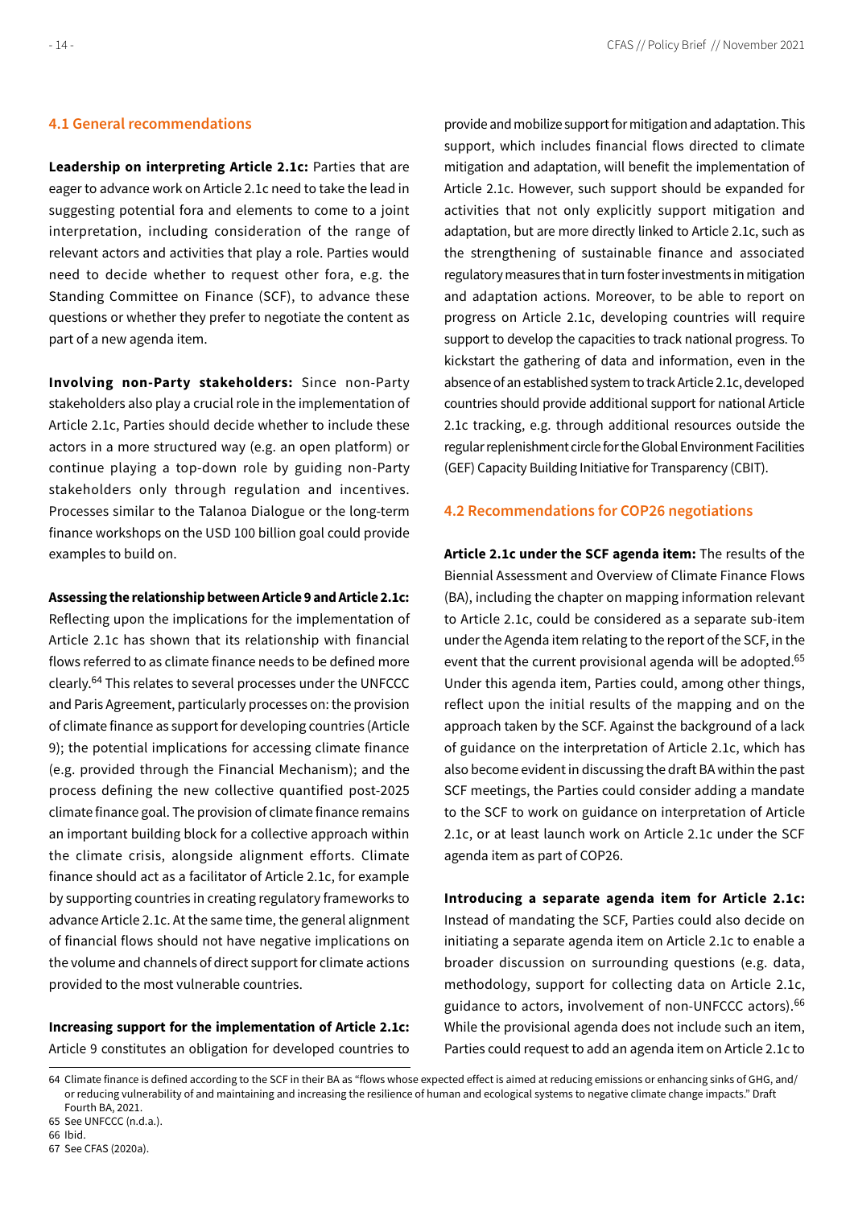### 4.1 General recommendations

**Leadership on interpreting Article 2.1c:** Parties that are eager to advance work on Article 2.1c need to take the lead in suggesting potential fora and elements to come to a joint interpretation, including consideration of the range of relevant actors and activities that play a role. Parties would need to decide whether to request other fora, e.g. the Standing Committee on Finance (SCF), to advance these questions or whether they prefer to negotiate the content as part of a new agenda item.

**Involving non-Party stakeholders:** Since non-Party stakeholders also play a crucial role in the implementation of Article 2.1c, Parties should decide whether to include these actors in a more structured way (e.g. an open platform) or continue playing a top-down role by guiding non-Party stakeholders only through regulation and incentives. Processes similar to the Talanoa Dialogue or the long-term finance workshops on the USD 100 billion goal could provide examples to build on.

**Assessing the relationship between Article 9 and Article 2.1c:** Reflecting upon the implications for the implementation of Article 2.1c has shown that its relationship with financial flows referred to as climate finance needs to be defined more clearly.[64] This relates to several processes under the UNFCCC and Paris Agreement, particularly processes on: the provision of climate finance as support for developing countries (Article 9); the potential implications for accessing climate finance (e.g. provided through the Financial Mechanism); and the process defining the new collective quantified post-2025 climate finance goal. The provision of climate finance remains an important building block for a collective approach within the climate crisis, alongside alignment efforts. Climate finance should act as a facilitator of Article 2.1c, for example by supporting countries in creating regulatory frameworks to advance Article 2.1c. At the same time, the general alignment of financial flows should not have negative implications on the volume and channels of direct support for climate actions provided to the most vulnerable countries.

**Increasing support for the implementation of Article 2.1c:** Article 9 constitutes an obligation for developed countries to provide and mobilize support for mitigation and adaptation. This support, which includes financial flows directed to climate mitigation and adaptation, will benefit the implementation of Article 2.1c. However, such support should be expanded for activities that not only explicitly support mitigation and adaptation, but are more directly linked to Article 2.1c, such as the strengthening of sustainable finance and associated regulatory measures that in turn foster investments in mitigation and adaptation actions. Moreover, to be able to report on progress on Article 2.1c, developing countries will require support to develop the capacities to track national progress. To kickstart the gathering of data and information, even in the absence of an established system to track Article 2.1c, developed countries should provide additional support for national Article 2.1c tracking, e.g. through additional resources outside the regular replenishment circle for the Global Environment Facilities (GEF) Capacity Building Initiative for Transparency (CBIT).

### 4.2 Recommendations for COP26 negotiations

**Article 2.1c under the SCF agenda item:** The results of the Biennial Assessment and Overview of Climate Finance Flows (BA), including the chapter on mapping information relevant to Article 2.1c, could be considered as a separate sub-item under the Agenda item relating to the report of the SCF, in the event that the current provisional agenda will be adopted.[65] Under this agenda item, Parties could, among other things, reflect upon the initial results of the mapping and on the approach taken by the SCF. Against the background of a lack of guidance on the interpretation of Article 2.1c, which has also become evident in discussing the draft BA within the past SCF meetings, the Parties could consider adding a mandate to the SCF to work on guidance on interpretation of Article 2.1c, or at least launch work on Article 2.1c under the SCF agenda item as part of COP26.

**Introducing a separate agenda item for Article 2.1c:** Instead of mandating the SCF, Parties could also decide on initiating a separate agenda item on Article 2.1c to enable a broader discussion on surrounding questions (e.g. data, methodology, support for collecting data on Article 2.1c, guidance to actors, involvement of non-UNFCCC actors).[66] While the provisional agenda does not include such an item, Parties could request to add an agenda item on Article 2.1c to

---

64 Climate finance is defined according to the SCF in their BA as "flows whose expected effect is aimed at reducing emissions or enhancing sinks of GHG, and/or reducing vulnerability of and maintaining and increasing the resilience of human and ecological systems to negative climate change impacts." Draft Fourth BA, 2021.

65 See UNFCCC (n.d.a.).

66 Ibid.

67 See CFAS (2020a).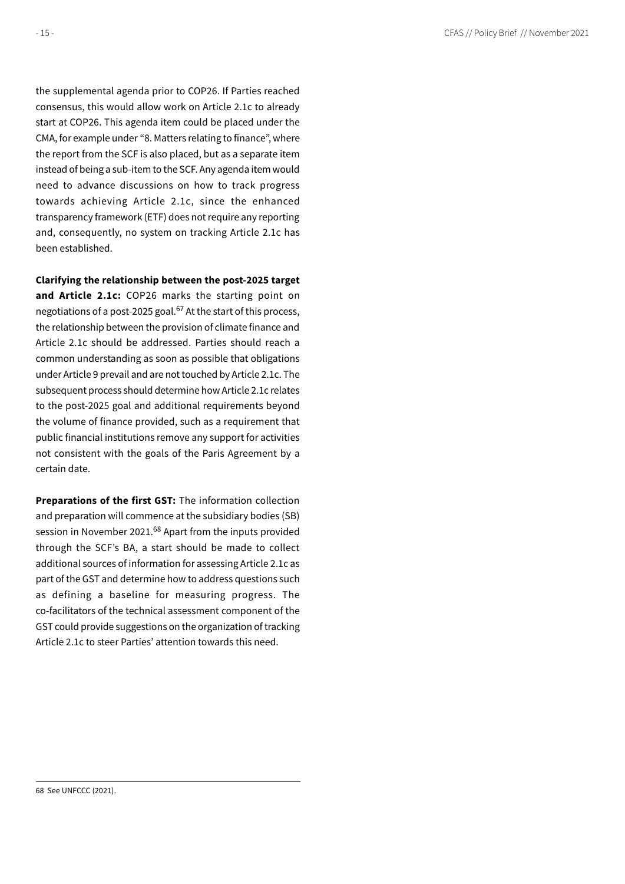the supplemental agenda prior to COP26. If Parties reached consensus, this would allow work on Article 2.1c to already start at COP26. This agenda item could be placed under the CMA, for example under "8. Matters relating to finance", where the report from the SCF is also placed, but as a separate item instead of being a sub-item to the SCF. Any agenda item would need to advance discussions on how to track progress towards achieving Article 2.1c, since the enhanced transparency framework (ETF) does not require any reporting and, consequently, no system on tracking Article 2.1c has been established.

**Clarifying the relationship between the post-2025 target and Article 2.1c:** COP26 marks the starting point on negotiations of a post-2025 goal.[67] At the start of this process, the relationship between the provision of climate finance and Article 2.1c should be addressed. Parties should reach a common understanding as soon as possible that obligations under Article 9 prevail and are not touched by Article 2.1c. The subsequent process should determine how Article 2.1c relates to the post-2025 goal and additional requirements beyond the volume of finance provided, such as a requirement that public financial institutions remove any support for activities not consistent with the goals of the Paris Agreement by a certain date.

**Preparations of the first GST:** The information collection and preparation will commence at the subsidiary bodies (SB) session in November 2021.[68] Apart from the inputs provided through the SCF's BA, a start should be made to collect additional sources of information for assessing Article 2.1c as part of the GST and determine how to address questions such as defining a baseline for measuring progress. The co-facilitators of the technical assessment component of the GST could provide suggestions on the organization of tracking Article 2.1c to steer Parties' attention towards this need.

68 See UNFCCC (2021).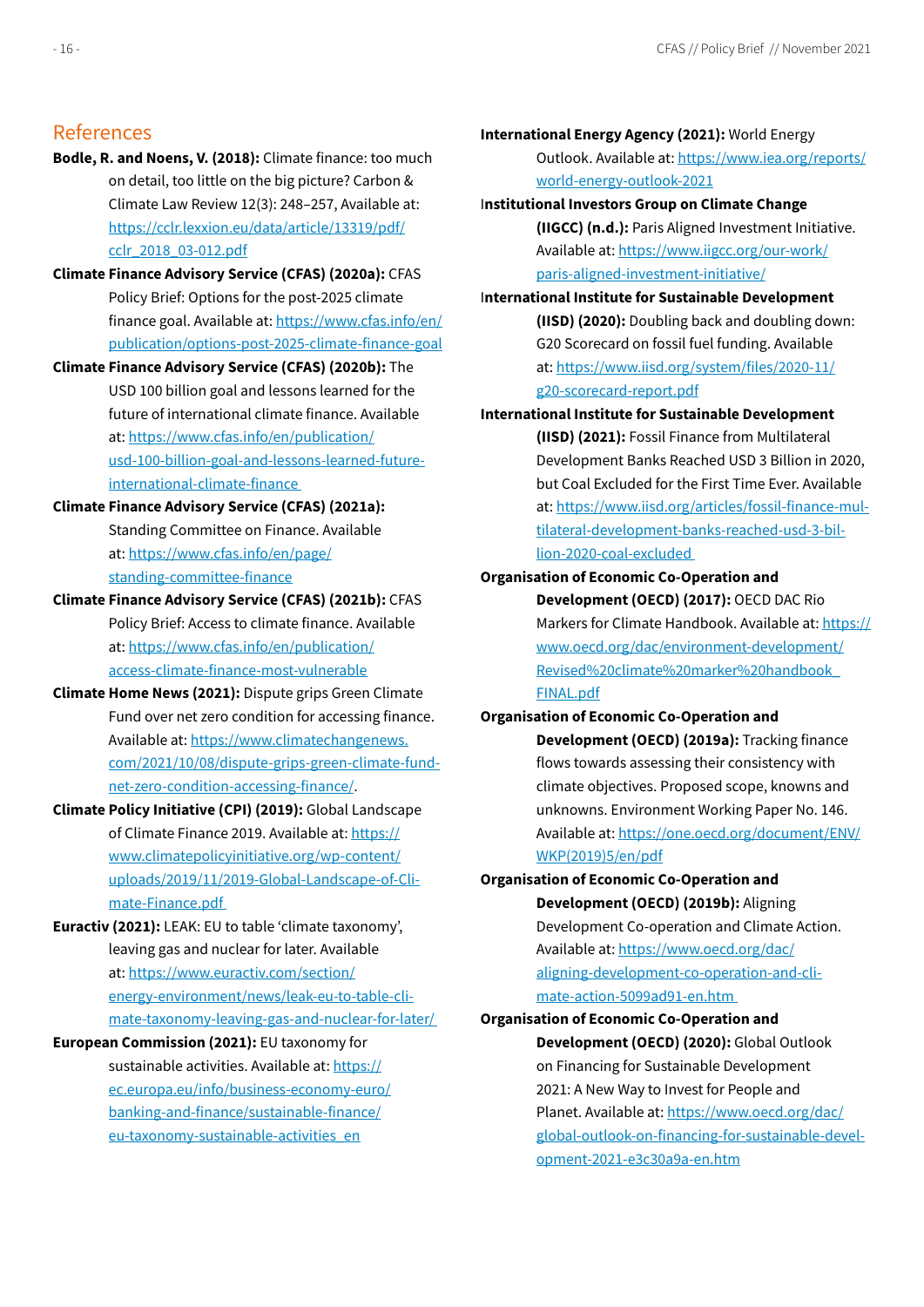## References

**Bodle, R. and Noens, V. (2018):** Climate finance: too much on detail, too little on the big picture? Carbon & Climate Law Review 12(3): 248–257, Available at: https://cclr.lexxion.eu/data/article/13319/pdf/cclr_2018_03-012.pdf

**Climate Finance Advisory Service (CFAS) (2020a):** CFAS Policy Brief: Options for the post-2025 climate finance goal. Available at: https://www.cfas.info/en/publication/options-post-2025-climate-finance-goal

**Climate Finance Advisory Service (CFAS) (2020b):** The USD 100 billion goal and lessons learned for the future of international climate finance. Available at: https://www.cfas.info/en/publication/usd-100-billion-goal-and-lessons-learned-future-international-climate-finance

**Climate Finance Advisory Service (CFAS) (2021a):** Standing Committee on Finance. Available at: https://www.cfas.info/en/page/standing-committee-finance

**Climate Finance Advisory Service (CFAS) (2021b):** CFAS Policy Brief: Access to climate finance. Available at: https://www.cfas.info/en/publication/access-climate-finance-most-vulnerable

**Climate Home News (2021):** Dispute grips Green Climate Fund over net zero condition for accessing finance. Available at: https://www.climatechangenews.com/2021/10/08/dispute-grips-green-climate-fund-net-zero-condition-accessing-finance/.

**Climate Policy Initiative (CPI) (2019):** Global Landscape of Climate Finance 2019. Available at: https://www.climatepolicyinitiative.org/wp-content/uploads/2019/11/2019-Global-Landscape-of-Climate-Finance.pdf

**Euractiv (2021):** LEAK: EU to table 'climate taxonomy', leaving gas and nuclear for later. Available at: https://www.euractiv.com/section/energy-environment/news/leak-eu-to-table-climate-taxonomy-leaving-gas-and-nuclear-for-later/

**European Commission (2021):** EU taxonomy for sustainable activities. Available at: https://ec.europa.eu/info/business-economy-euro/banking-and-finance/sustainable-finance/eu-taxonomy-sustainable-activities_en

**International Energy Agency (2021):** World Energy Outlook. Available at: https://www.iea.org/reports/world-energy-outlook-2021

**Institutional Investors Group on Climate Change (IIGCC) (n.d.):** Paris Aligned Investment Initiative. Available at: https://www.iigcc.org/our-work/paris-aligned-investment-initiative/

**International Institute for Sustainable Development (IISD) (2020):** Doubling back and doubling down: G20 Scorecard on fossil fuel funding. Available at: https://www.iisd.org/system/files/2020-11/g20-scorecard-report.pdf

**International Institute for Sustainable Development (IISD) (2021):** Fossil Finance from Multilateral Development Banks Reached USD 3 Billion in 2020, but Coal Excluded for the First Time Ever. Available at: https://www.iisd.org/articles/fossil-finance-multilateral-development-banks-reached-usd-3-billion-2020-coal-excluded

**Organisation of Economic Co-Operation and Development (OECD) (2017):** OECD DAC Rio Markers for Climate Handbook. Available at: https://www.oecd.org/dac/environment-development/Revised%20climate%20marker%20handbook_FINAL.pdf

**Organisation of Economic Co-Operation and Development (OECD) (2019a):** Tracking finance flows towards assessing their consistency with climate objectives. Proposed scope, knowns and unknowns. Environment Working Paper No. 146. Available at: https://one.oecd.org/document/ENV/WKP(2019)5/en/pdf

**Organisation of Economic Co-Operation and Development (OECD) (2019b):** Aligning Development Co-operation and Climate Action. Available at: https://www.oecd.org/dac/aligning-development-co-operation-and-climate-action-5099ad91-en.htm

**Organisation of Economic Co-Operation and Development (OECD) (2020):** Global Outlook on Financing for Sustainable Development 2021: A New Way to Invest for People and Planet. Available at: https://www.oecd.org/dac/global-outlook-on-financing-for-sustainable-development-2021-e3c30a9a-en.htm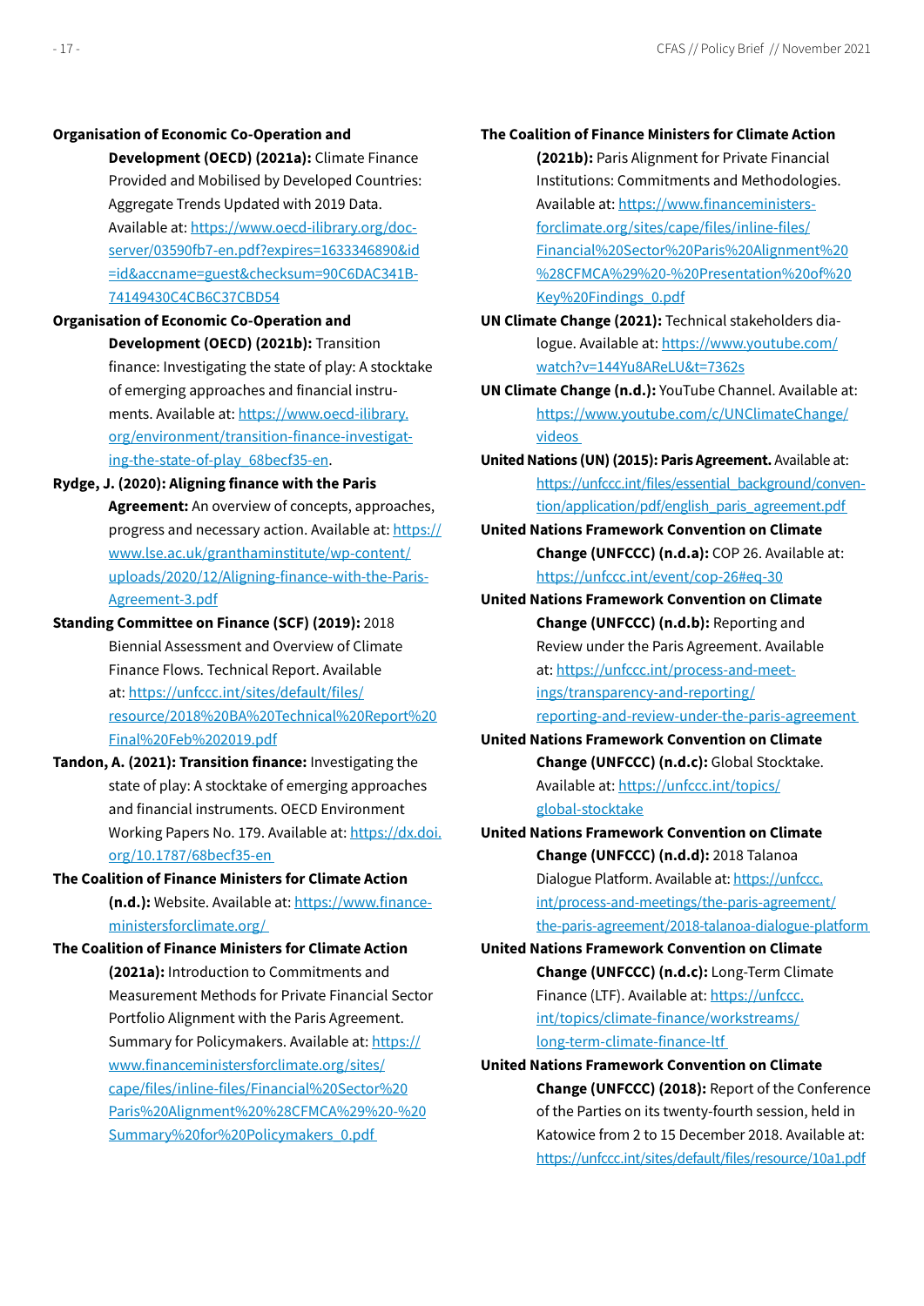**Organisation of Economic Co-Operation and Development (OECD) (2021a):** Climate Finance Provided and Mobilised by Developed Countries: Aggregate Trends Updated with 2019 Data. Available at: https://www.oecd-ilibrary.org/doc-server/03590fb7-en.pdf?expires=1633346890&id=id&accname=guest&checksum=90C6DAC341B-74149430C4CB6C37CBD54

**Organisation of Economic Co-Operation and Development (OECD) (2021b):** Transition finance: Investigating the state of play: A stocktake of emerging approaches and financial instruments. Available at: https://www.oecd-ilibrary.org/environment/transition-finance-investigating-the-state-of-play_68becf35-en.

**Rydge, J. (2020): Aligning finance with the Paris Agreement:** An overview of concepts, approaches, progress and necessary action. Available at: https://www.lse.ac.uk/granthaminstitute/wp-content/uploads/2020/12/Aligning-finance-with-the-Paris-Agreement-3.pdf

**Standing Committee on Finance (SCF) (2019):** 2018 Biennial Assessment and Overview of Climate Finance Flows. Technical Report. Available at: https://unfccc.int/sites/default/files/resource/2018%20BA%20Technical%20Report%20Final%20Feb%202019.pdf

**Tandon, A. (2021): Transition finance:** Investigating the state of play: A stocktake of emerging approaches and financial instruments. OECD Environment Working Papers No. 179. Available at: https://dx.doi.org/10.1787/68becf35-en

**The Coalition of Finance Ministers for Climate Action (n.d.):** Website. Available at: https://www.financeministersforclimate.org/

**The Coalition of Finance Ministers for Climate Action (2021a):** Introduction to Commitments and Measurement Methods for Private Financial Sector Portfolio Alignment with the Paris Agreement. Summary for Policymakers. Available at: https://www.financeministersforclimate.org/sites/cape/files/inline-files/Financial%20Sector%20Paris%20Alignment%20%28CFMCA%29%20-%20Summary%20for%20Policymakers_0.pdf

**The Coalition of Finance Ministers for Climate Action (2021b):** Paris Alignment for Private Financial Institutions: Commitments and Methodologies. Available at: https://www.financeministers-forclimate.org/sites/cape/files/inline-files/Financial%20Sector%20Paris%20Alignment%20%28CFMCA%29%20-%20Presentation%20of%20Key%20Findings_0.pdf

**UN Climate Change (2021):** Technical stakeholders dialogue. Available at: https://www.youtube.com/watch?v=144Yu8AReLU&t=7362s

**UN Climate Change (n.d.):** YouTube Channel. Available at: https://www.youtube.com/c/UNClimateChange/videos

**United Nations (UN) (2015): Paris Agreement.** Available at: https://unfccc.int/files/essential_background/convention/application/pdf/english_paris_agreement.pdf

**United Nations Framework Convention on Climate Change (UNFCCC) (n.d.a):** COP 26. Available at: https://unfccc.int/event/cop-26#eq-30

**United Nations Framework Convention on Climate Change (UNFCCC) (n.d.b):** Reporting and Review under the Paris Agreement. Available at: https://unfccc.int/process-and-meetings/transparency-and-reporting/reporting-and-review-under-the-paris-agreement

**United Nations Framework Convention on Climate Change (UNFCCC) (n.d.c):** Global Stocktake. Available at: https://unfccc.int/topics/global-stocktake

**United Nations Framework Convention on Climate Change (UNFCCC) (n.d.d):** 2018 Talanoa Dialogue Platform. Available at: https://unfccc.int/process-and-meetings/the-paris-agreement/the-paris-agreement/2018-talanoa-dialogue-platform

**United Nations Framework Convention on Climate Change (UNFCCC) (n.d.c):** Long-Term Climate Finance (LTF). Available at: https://unfccc.int/topics/climate-finance/workstreams/long-term-climate-finance-ltf

**United Nations Framework Convention on Climate Change (UNFCCC) (2018):** Report of the Conference of the Parties on its twenty-fourth session, held in Katowice from 2 to 15 December 2018. Available at: https://unfccc.int/sites/default/files/resource/10a1.pdf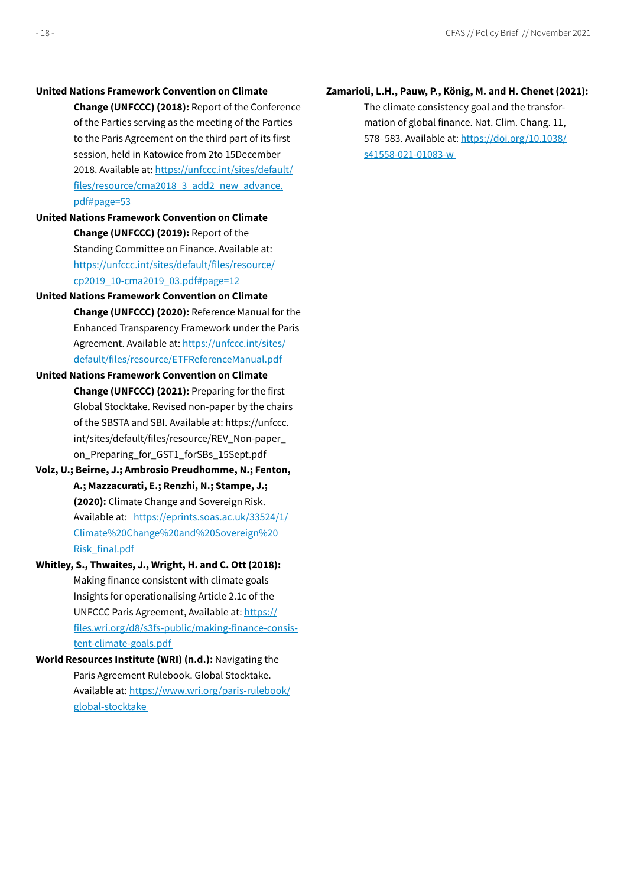**United Nations Framework Convention on Climate Change (UNFCCC) (2018):** Report of the Conference of the Parties serving as the meeting of the Parties to the Paris Agreement on the third part of its first session, held in Katowice from 2to 15December 2018. Available at: https://unfccc.int/sites/default/files/resource/cma2018_3_add2_new_advance.pdf#page=53

**United Nations Framework Convention on Climate Change (UNFCCC) (2019):** Report of the Standing Committee on Finance. Available at: https://unfccc.int/sites/default/files/resource/cp2019_10-cma2019_03.pdf#page=12

**United Nations Framework Convention on Climate Change (UNFCCC) (2020):** Reference Manual for the Enhanced Transparency Framework under the Paris Agreement. Available at: https://unfccc.int/sites/default/files/resource/ETFReferenceManual.pdf

**United Nations Framework Convention on Climate Change (UNFCCC) (2021):** Preparing for the first Global Stocktake. Revised non-paper by the chairs of the SBSTA and SBI. Available at: https://unfccc.int/sites/default/files/resource/REV_Non-paper_on_Preparing_for_GST1_forSBs_15Sept.pdf

**Volz, U.; Beirne, J.; Ambrosio Preudhomme, N.; Fenton, A.; Mazzacurati, E.; Renzhi, N.; Stampe, J.; (2020):** Climate Change and Sovereign Risk. Available at: https://eprints.soas.ac.uk/33524/1/Climate%20Change%20and%20Sovereign%20Risk_final.pdf

**Whitley, S., Thwaites, J., Wright, H. and C. Ott (2018):** Making finance consistent with climate goals Insights for operationalising Article 2.1c of the UNFCCC Paris Agreement, Available at: https://files.wri.org/d8/s3fs-public/making-finance-consistent-climate-goals.pdf

**World Resources Institute (WRI) (n.d.):** Navigating the Paris Agreement Rulebook. Global Stocktake. Available at: https://www.wri.org/paris-rulebook/global-stocktake

**Zamarioli, L.H., Pauw, P., König, M. and H. Chenet (2021):** The climate consistency goal and the transformation of global finance. Nat. Clim. Chang. 11, 578–583. Available at: https://doi.org/10.1038/s41558-021-01083-w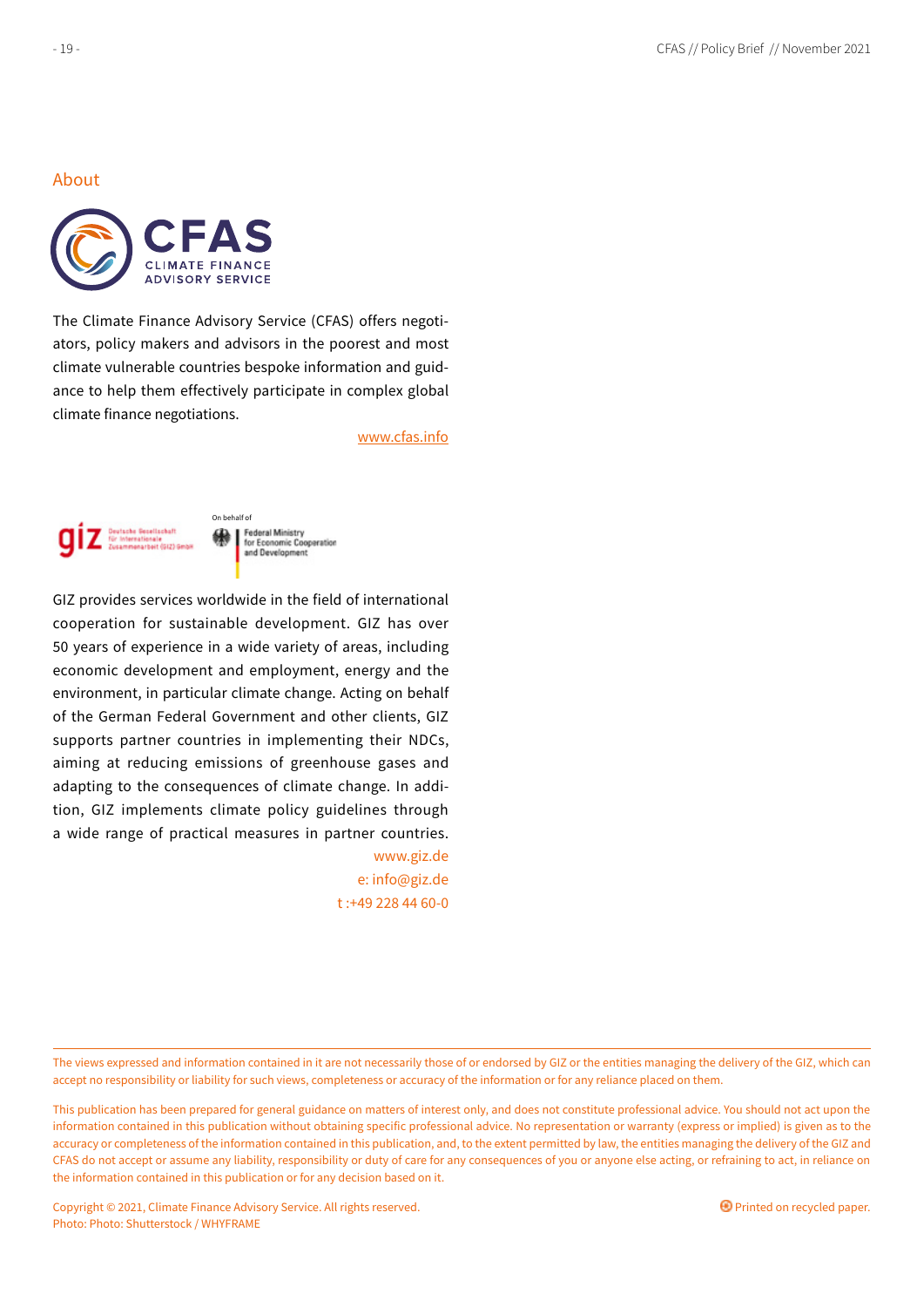## About

CFAS
CLIMATE FINANCE
ADVISORY SERVICE

The Climate Finance Advisory Service (CFAS) offers negotiators, policy makers and advisors in the poorest and most climate vulnerable countries bespoke information and guidance to help them effectively participate in complex global climate finance negotiations.

www.cfas.info

giz Deutsche Gesellschaft für Internationale Zusammenarbeit (GIZ) GmbH

On behalf of
Federal Ministry for Economic Cooperation and Development

GIZ provides services worldwide in the field of international cooperation for sustainable development. GIZ has over 50 years of experience in a wide variety of areas, including economic development and employment, energy and the environment, in particular climate change. Acting on behalf of the German Federal Government and other clients, GIZ supports partner countries in implementing their NDCs, aiming at reducing emissions of greenhouse gases and adapting to the consequences of climate change. In addition, GIZ implements climate policy guidelines through a wide range of practical measures in partner countries.

www.giz.de
e: info@giz.de
t :+49 228 44 60-0

---

The views expressed and information contained in it are not necessarily those of or endorsed by GIZ or the entities managing the delivery of the GIZ, which can accept no responsibility or liability for such views, completeness or accuracy of the information or for any reliance placed on them.

This publication has been prepared for general guidance on matters of interest only, and does not constitute professional advice. You should not act upon the information contained in this publication without obtaining specific professional advice. No representation or warranty (express or implied) is given as to the accuracy or completeness of the information contained in this publication, and, to the extent permitted by law, the entities managing the delivery of the GIZ and CFAS do not accept or assume any liability, responsibility or duty of care for any consequences of you or anyone else acting, or refraining to act, in reliance on the information contained in this publication or for any decision based on it.

Copyright © 2021, Climate Finance Advisory Service. All rights reserved.
Photo: Photo: Shutterstock / WHYFRAME

Printed on recycled paper.